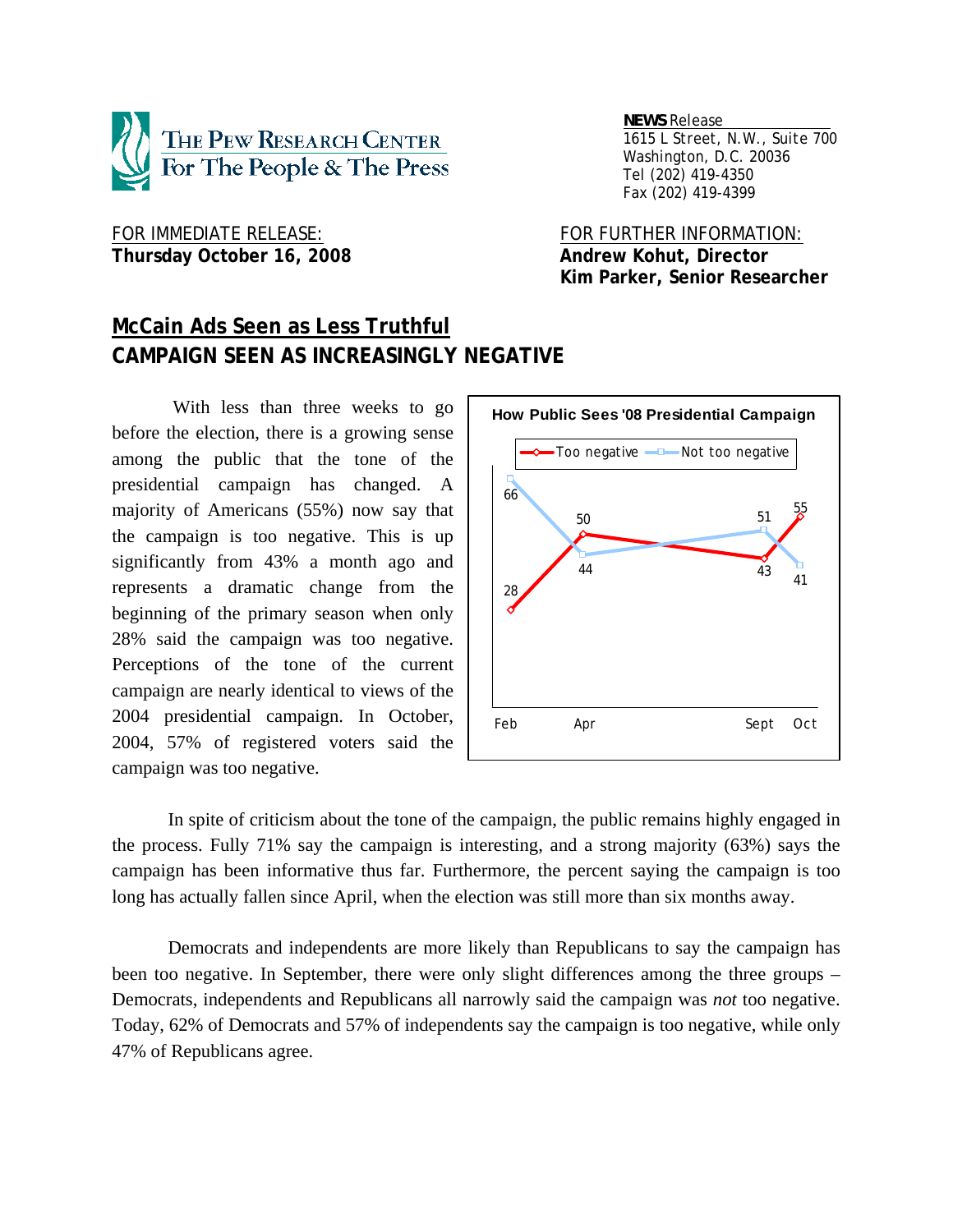The Pew Research Center For The People & The Press

**NEWS** Release
1615 L Street, N.W., Suite 700
Washington, D.C. 20036
Tel (202) 419-4350
Fax (202) 419-4399

FOR IMMEDIATE RELEASE:
**Thursday October 16, 2008**

FOR FURTHER INFORMATION:
**Andrew Kohut, Director**
**Kim Parker, Senior Researcher**

# McCain Ads Seen as Less Truthful
## CAMPAIGN SEEN AS INCREASINGLY NEGATIVE

With less than three weeks to go before the election, there is a growing sense among the public that the tone of the presidential campaign has changed. A majority of Americans (55%) now say that the campaign is too negative. This is up significantly from 43% a month ago and represents a dramatic change from the beginning of the primary season when only 28% said the campaign was too negative. Perceptions of the tone of the current campaign are nearly identical to views of the 2004 presidential campaign. In October, 2004, 57% of registered voters said the campaign was too negative.

**How Public Sees '08 Presidential Campaign**

| | Feb | Apr | Sept | Oct |
|---|---|---|---|---|
| Too negative | 28 | 50 | 43 | 55 |
| Not too negative | 66 | 44 | 51 | 41 |

In spite of criticism about the tone of the campaign, the public remains highly engaged in the process. Fully 71% say the campaign is interesting, and a strong majority (63%) says the campaign has been informative thus far. Furthermore, the percent saying the campaign is too long has actually fallen since April, when the election was still more than six months away.

Democrats and independents are more likely than Republicans to say the campaign has been too negative. In September, there were only slight differences among the three groups – Democrats, independents and Republicans all narrowly said the campaign was *not* too negative. Today, 62% of Democrats and 57% of independents say the campaign is too negative, while only 47% of Republicans agree.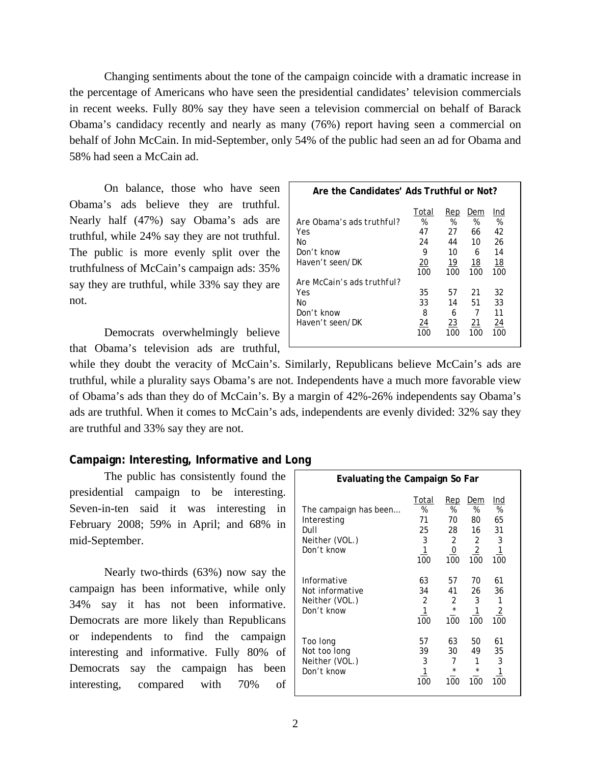Changing sentiments about the tone of the campaign coincide with a dramatic increase in the percentage of Americans who have seen the presidential candidates' television commercials in recent weeks. Fully 80% say they have seen a television commercial on behalf of Barack Obama's candidacy recently and nearly as many (76%) report having seen a commercial on behalf of John McCain. In mid-September, only 54% of the public had seen an ad for Obama and 58% had seen a McCain ad.

On balance, those who have seen Obama's ads believe they are truthful. Nearly half (47%) say Obama's ads are truthful, while 24% say they are not truthful. The public is more evenly split over the truthfulness of McCain's campaign ads: 35% say they are truthful, while 33% say they are not.

**Are the Candidates' Ads Truthful or Not?**

| | Total | Rep | Dem | Ind |
|---|---|---|---|---|
| Are Obama's ads truthful? | % | % | % | % |
| Yes | 47 | 27 | 66 | 42 |
| No | 24 | 44 | 10 | 26 |
| Don't know | 9 | 10 | 6 | 14 |
| Haven't seen/DK | 20 | 19 | 18 | 18 |
| | 100 | 100 | 100 | 100 |
| Are McCain's ads truthful? | | | | |
| Yes | 35 | 57 | 21 | 32 |
| No | 33 | 14 | 51 | 33 |
| Don't know | 8 | 6 | 7 | 11 |
| Haven't seen/DK | 24 | 23 | 21 | 24 |
| | 100 | 100 | 100 | 100 |

Democrats overwhelmingly believe that Obama's television ads are truthful, while they doubt the veracity of McCain's. Similarly, Republicans believe McCain's ads are truthful, while a plurality says Obama's are not. Independents have a much more favorable view of Obama's ads than they do of McCain's. By a margin of 42%-26% independents say Obama's ads are truthful. When it comes to McCain's ads, independents are evenly divided: 32% say they are truthful and 33% say they are not.

## Campaign: Interesting, Informative and Long

The public has consistently found the presidential campaign to be interesting. Seven-in-ten said it was interesting in February 2008; 59% in April; and 68% in mid-September.

Nearly two-thirds (63%) now say the campaign has been informative, while only 34% say it has not been informative. Democrats are more likely than Republicans or independents to find the campaign interesting and informative. Fully 80% of Democrats say the campaign has been interesting, compared with 70% of

**Evaluating the Campaign So Far**

| | Total | Rep | Dem | Ind |
|---|---|---|---|---|
| The campaign has been… | % | % | % | % |
| Interesting | 71 | 70 | 80 | 65 |
| Dull | 25 | 28 | 16 | 31 |
| Neither (VOL.) | 3 | 2 | 2 | 3 |
| Don't know | 1 | 0 | 2 | 1 |
| | 100 | 100 | 100 | 100 |
| Informative | 63 | 57 | 70 | 61 |
| Not informative | 34 | 41 | 26 | 36 |
| Neither (VOL.) | 2 | 2 | 3 | 1 |
| Don't know | 1 | * | 1 | 2 |
| | 100 | 100 | 100 | 100 |
| Too long | 57 | 63 | 50 | 61 |
| Not too long | 39 | 30 | 49 | 35 |
| Neither (VOL.) | 3 | 7 | 1 | 3 |
| Don't know | 1 | * | * | 1 |
| | 100 | 100 | 100 | 100 |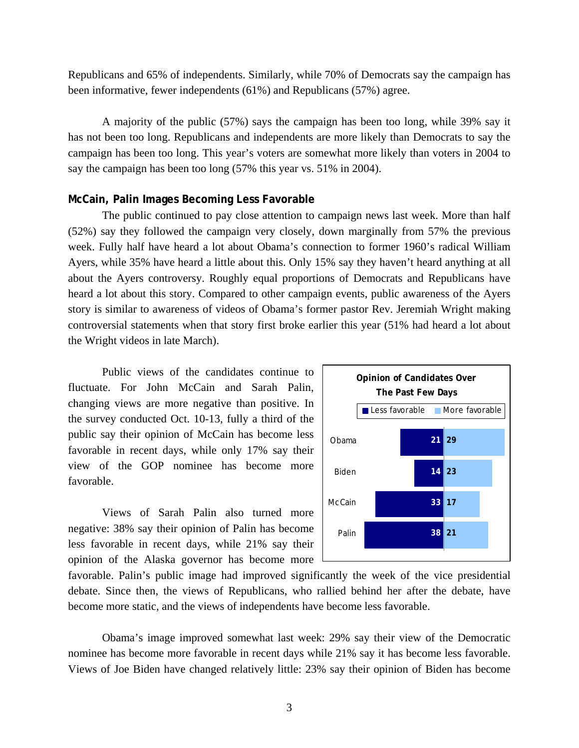Republicans and 65% of independents. Similarly, while 70% of Democrats say the campaign has been informative, fewer independents (61%) and Republicans (57%) agree.

A majority of the public (57%) says the campaign has been too long, while 39% say it has not been too long. Republicans and independents are more likely than Democrats to say the campaign has been too long. This year's voters are somewhat more likely than voters in 2004 to say the campaign has been too long (57% this year vs. 51% in 2004).

**McCain, Palin Images Becoming Less Favorable**

The public continued to pay close attention to campaign news last week. More than half (52%) say they followed the campaign very closely, down marginally from 57% the previous week. Fully half have heard a lot about Obama's connection to former 1960's radical William Ayers, while 35% have heard a little about this. Only 15% say they haven't heard anything at all about the Ayers controversy. Roughly equal proportions of Democrats and Republicans have heard a lot about this story. Compared to other campaign events, public awareness of the Ayers story is similar to awareness of videos of Obama's former pastor Rev. Jeremiah Wright making controversial statements when that story first broke earlier this year (51% had heard a lot about the Wright videos in late March).

Public views of the candidates continue to fluctuate. For John McCain and Sarah Palin, changing views are more negative than positive. In the survey conducted Oct. 10-13, fully a third of the public say their opinion of McCain has become less favorable in recent days, while only 17% say their view of the GOP nominee has become more favorable.

**Opinion of Candidates Over The Past Few Days**

| | Less favorable | More favorable |
|---|---|---|
| Obama | 21 | 29 |
| Biden | 14 | 23 |
| McCain | 33 | 17 |
| Palin | 38 | 21 |

Views of Sarah Palin also turned more negative: 38% say their opinion of Palin has become less favorable in recent days, while 21% say their opinion of the Alaska governor has become more favorable. Palin's public image had improved significantly the week of the vice presidential debate. Since then, the views of Republicans, who rallied behind her after the debate, have become more static, and the views of independents have become less favorable.

Obama's image improved somewhat last week: 29% say their view of the Democratic nominee has become more favorable in recent days while 21% say it has become less favorable. Views of Joe Biden have changed relatively little: 23% say their opinion of Biden has become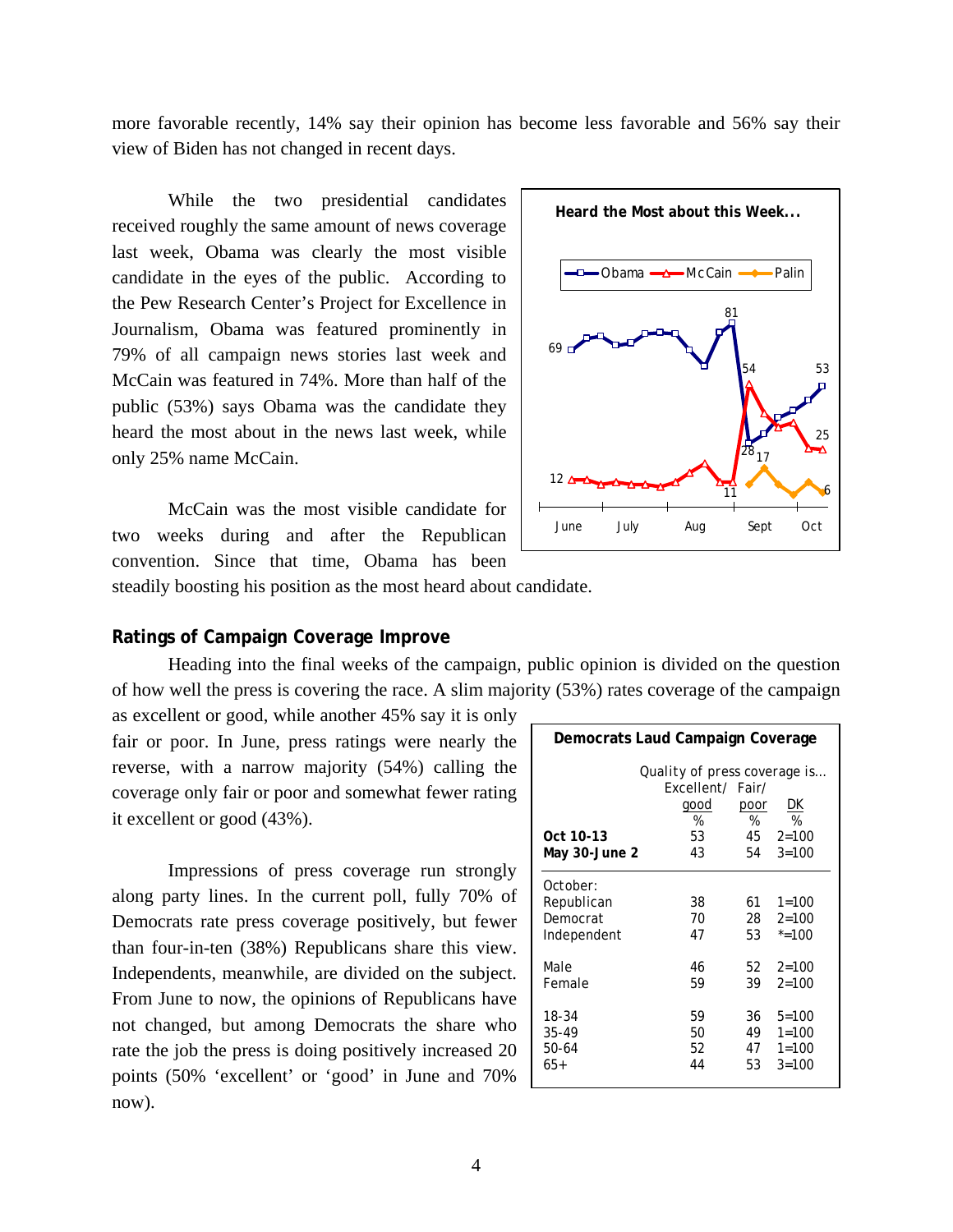more favorable recently, 14% say their opinion has become less favorable and 56% say their view of Biden has not changed in recent days.

While the two presidential candidates received roughly the same amount of news coverage last week, Obama was clearly the most visible candidate in the eyes of the public. According to the Pew Research Center's Project for Excellence in Journalism, Obama was featured prominently in 79% of all campaign news stories last week and McCain was featured in 74%. More than half of the public (53%) says Obama was the candidate they heard the most about in the news last week, while only 25% name McCain.

**Heard the Most about this Week...**

Obama — McCain — Palin

June, July, Aug, Sept, Oct

Obama: 69 ... 81 ... 28 ... 53
McCain: 12 ... 11 ... 54 ... 25
Palin: 17 ... 6

McCain was the most visible candidate for two weeks during and after the Republican convention. Since that time, Obama has been steadily boosting his position as the most heard about candidate.

## Ratings of Campaign Coverage Improve

Heading into the final weeks of the campaign, public opinion is divided on the question of how well the press is covering the race. A slim majority (53%) rates coverage of the campaign as excellent or good, while another 45% say it is only fair or poor. In June, press ratings were nearly the reverse, with a narrow majority (54%) calling the coverage only fair or poor and somewhat fewer rating it excellent or good (43%).

Impressions of press coverage run strongly along party lines. In the current poll, fully 70% of Democrats rate press coverage positively, but fewer than four-in-ten (38%) Republicans share this view. Independents, meanwhile, are divided on the subject. From June to now, the opinions of Republicans have not changed, but among Democrats the share who rate the job the press is doing positively increased 20 points (50% 'excellent' or 'good' in June and 70% now).

**Democrats Laud Campaign Coverage**

| | Quality of press coverage is... | | |
|---|---|---|---|
| | Excellent/ good | Fair/ poor | DK |
| | % | % | % |
| **Oct 10-13** | 53 | 45 | 2=100 |
| **May 30-June 2** | 43 | 54 | 3=100 |
| October: | | | |
| Republican | 38 | 61 | 1=100 |
| Democrat | 70 | 28 | 2=100 |
| Independent | 47 | 53 | *=100 |
| Male | 46 | 52 | 2=100 |
| Female | 59 | 39 | 2=100 |
| 18-34 | 59 | 36 | 5=100 |
| 35-49 | 50 | 49 | 1=100 |
| 50-64 | 52 | 47 | 1=100 |
| 65+ | 44 | 53 | 3=100 |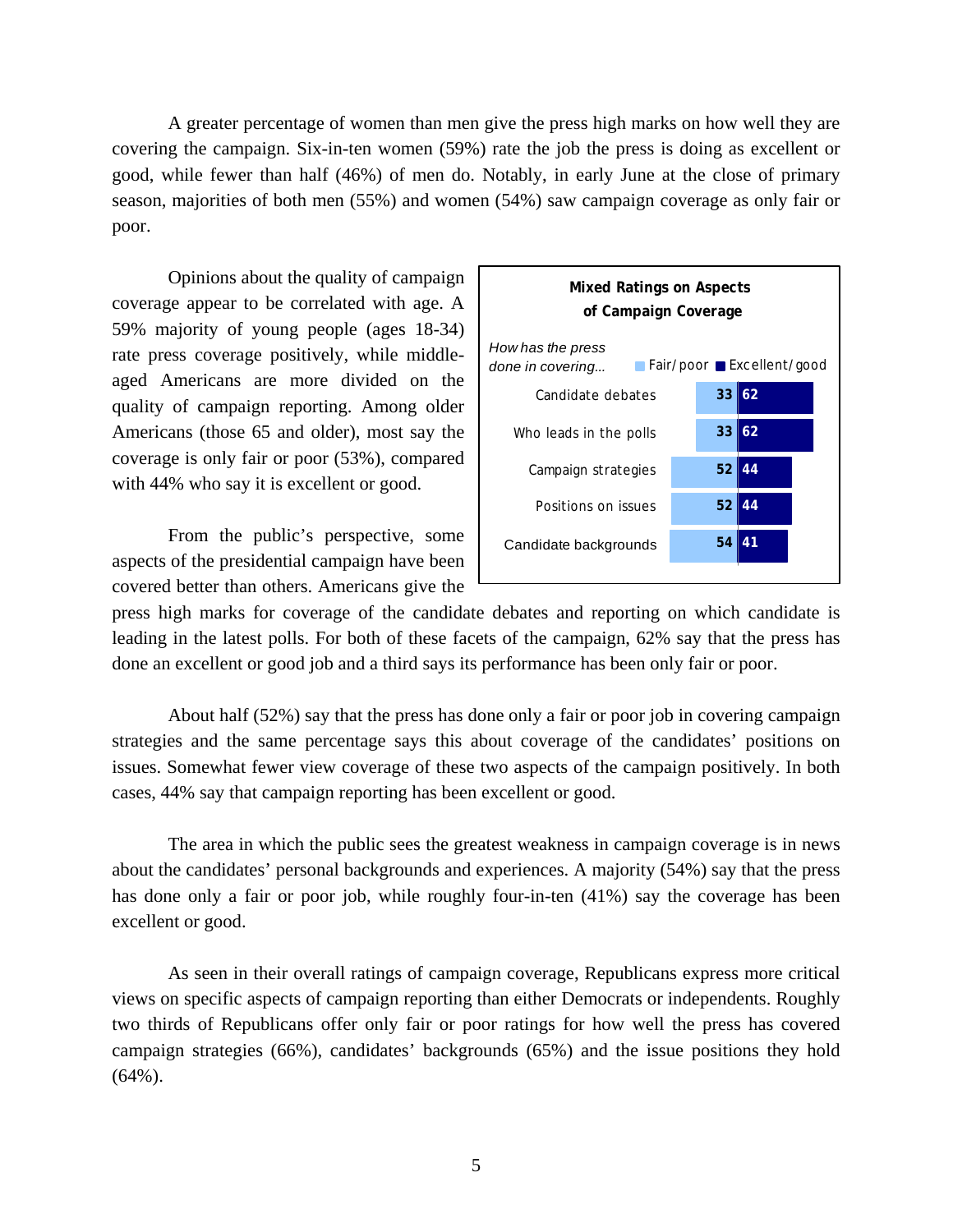A greater percentage of women than men give the press high marks on how well they are covering the campaign. Six-in-ten women (59%) rate the job the press is doing as excellent or good, while fewer than half (46%) of men do. Notably, in early June at the close of primary season, majorities of both men (55%) and women (54%) saw campaign coverage as only fair or poor.

Opinions about the quality of campaign coverage appear to be correlated with age. A 59% majority of young people (ages 18-34) rate press coverage positively, while middle-aged Americans are more divided on the quality of campaign reporting. Among older Americans (those 65 and older), most say the coverage is only fair or poor (53%), compared with 44% who say it is excellent or good.

**Mixed Ratings on Aspects of Campaign Coverage**

| *How has the press done in covering...* | Fair/poor | Excellent/good |
|---|---|---|
| Candidate debates | 33 | 62 |
| Who leads in the polls | 33 | 62 |
| Campaign strategies | 52 | 44 |
| Positions on issues | 52 | 44 |
| Candidate backgrounds | 54 | 41 |

From the public's perspective, some aspects of the presidential campaign have been covered better than others. Americans give the press high marks for coverage of the candidate debates and reporting on which candidate is leading in the latest polls. For both of these facets of the campaign, 62% say that the press has done an excellent or good job and a third says its performance has been only fair or poor.

About half (52%) say that the press has done only a fair or poor job in covering campaign strategies and the same percentage says this about coverage of the candidates' positions on issues. Somewhat fewer view coverage of these two aspects of the campaign positively. In both cases, 44% say that campaign reporting has been excellent or good.

The area in which the public sees the greatest weakness in campaign coverage is in news about the candidates' personal backgrounds and experiences. A majority (54%) say that the press has done only a fair or poor job, while roughly four-in-ten (41%) say the coverage has been excellent or good.

As seen in their overall ratings of campaign coverage, Republicans express more critical views on specific aspects of campaign reporting than either Democrats or independents. Roughly two thirds of Republicans offer only fair or poor ratings for how well the press has covered campaign strategies (66%), candidates' backgrounds (65%) and the issue positions they hold (64%).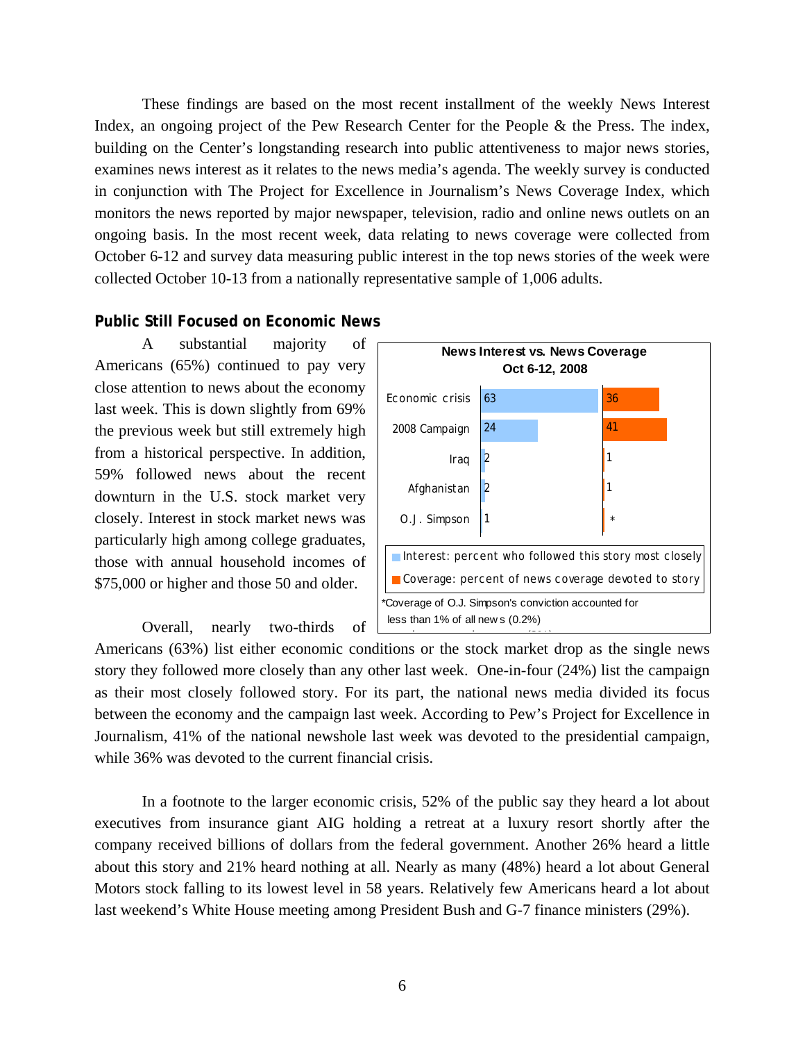These findings are based on the most recent installment of the weekly News Interest Index, an ongoing project of the Pew Research Center for the People & the Press. The index, building on the Center's longstanding research into public attentiveness to major news stories, examines news interest as it relates to the news media's agenda. The weekly survey is conducted in conjunction with The Project for Excellence in Journalism's News Coverage Index, which monitors the news reported by major newspaper, television, radio and online news outlets on an ongoing basis. In the most recent week, data relating to news coverage were collected from October 6-12 and survey data measuring public interest in the top news stories of the week were collected October 10-13 from a nationally representative sample of 1,006 adults.

## Public Still Focused on Economic News

A substantial majority of Americans (65%) continued to pay very close attention to news about the economy last week. This is down slightly from 69% the previous week but still extremely high from a historical perspective. In addition, 59% followed news about the recent downturn in the U.S. stock market very closely. Interest in stock market news was particularly high among college graduates, those with annual household incomes of $75,000 or higher and those 50 and older.

**News Interest vs. News Coverage**
**Oct 6-12, 2008**

| | Interest: percent who followed this story most closely | Coverage: percent of news coverage devoted to story |
|---|---|---|
| Economic crisis | 63 | 36 |
| 2008 Campaign | 24 | 41 |
| Iraq | 2 | 1 |
| Afghanistan | 2 | 1 |
| O.J. Simpson | 1 | * |

*Coverage of O.J. Simpson's conviction accounted for less than 1% of all news (0.2%)

Overall, nearly two-thirds of Americans (63%) list either economic conditions or the stock market drop as the single news story they followed more closely than any other last week. One-in-four (24%) list the campaign as their most closely followed story. For its part, the national news media divided its focus between the economy and the campaign last week. According to Pew's Project for Excellence in Journalism, 41% of the national newshole last week was devoted to the presidential campaign, while 36% was devoted to the current financial crisis.

In a footnote to the larger economic crisis, 52% of the public say they heard a lot about executives from insurance giant AIG holding a retreat at a luxury resort shortly after the company received billions of dollars from the federal government. Another 26% heard a little about this story and 21% heard nothing at all. Nearly as many (48%) heard a lot about General Motors stock falling to its lowest level in 58 years. Relatively few Americans heard a lot about last weekend's White House meeting among President Bush and G-7 finance ministers (29%).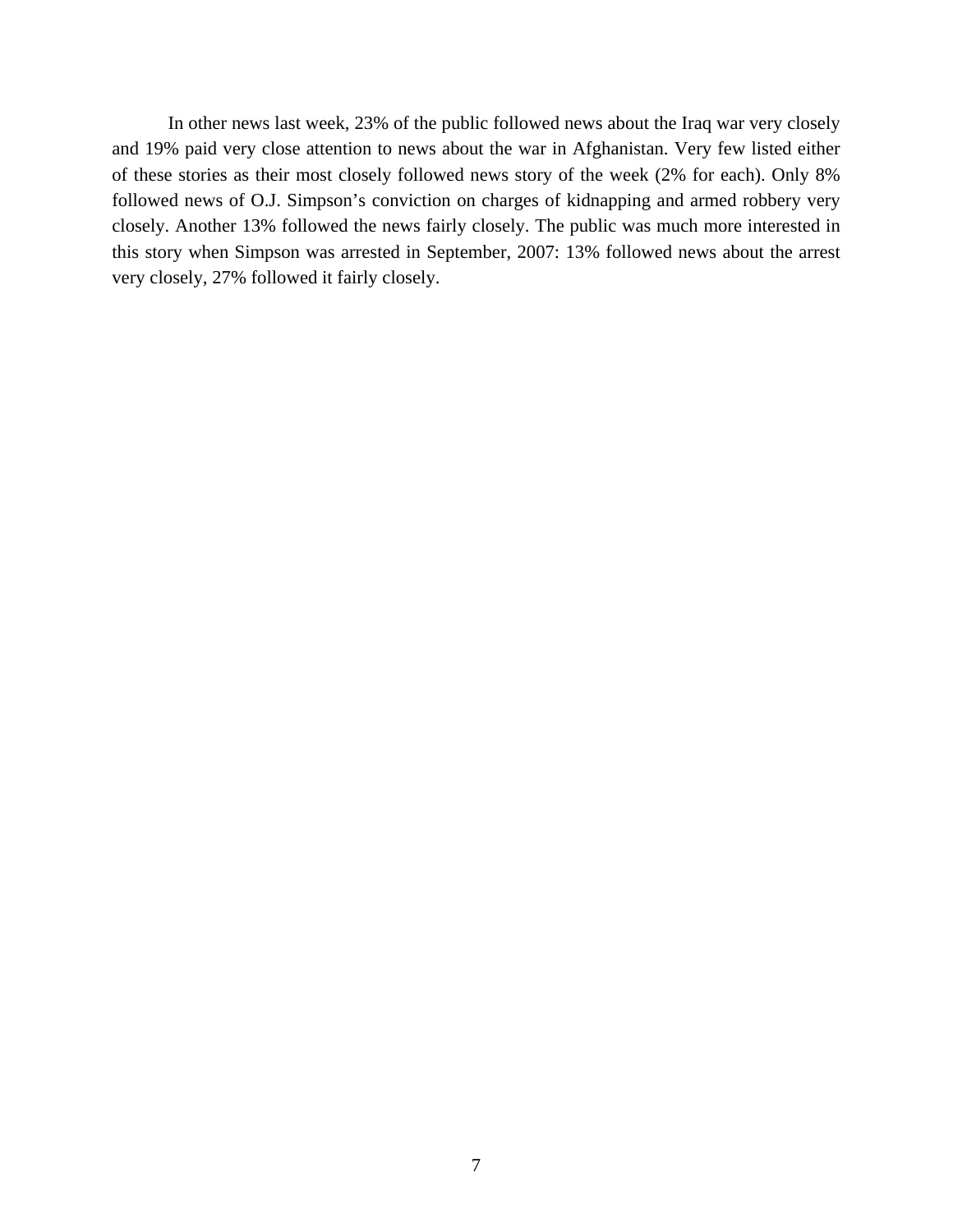In other news last week, 23% of the public followed news about the Iraq war very closely and 19% paid very close attention to news about the war in Afghanistan. Very few listed either of these stories as their most closely followed news story of the week (2% for each). Only 8% followed news of O.J. Simpson's conviction on charges of kidnapping and armed robbery very closely. Another 13% followed the news fairly closely. The public was much more interested in this story when Simpson was arrested in September, 2007: 13% followed news about the arrest very closely, 27% followed it fairly closely.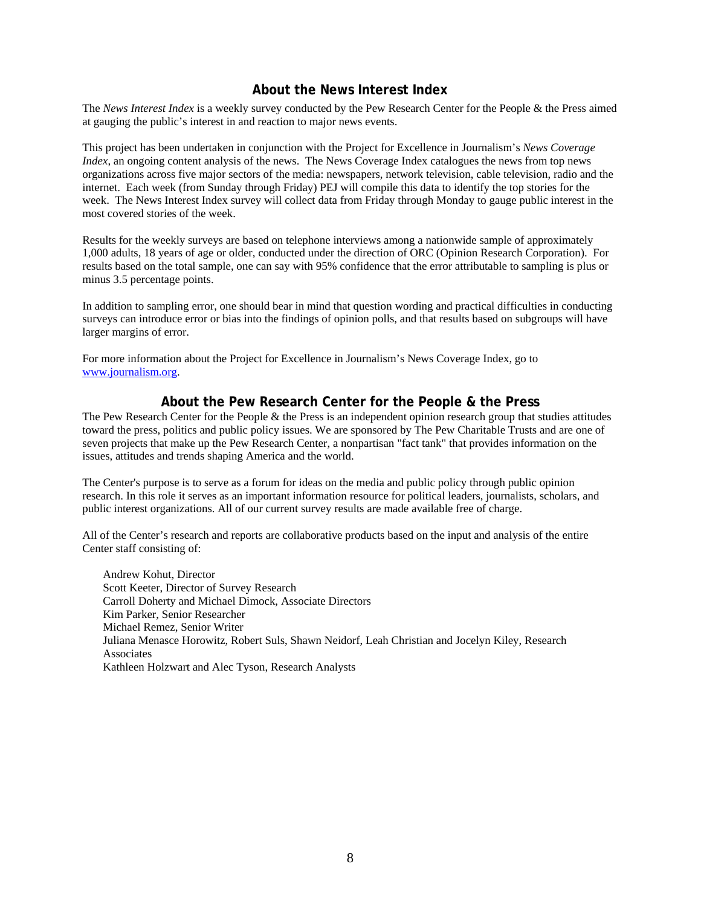## About the News Interest Index

The *News Interest Index* is a weekly survey conducted by the Pew Research Center for the People & the Press aimed at gauging the public's interest in and reaction to major news events.

This project has been undertaken in conjunction with the Project for Excellence in Journalism's *News Coverage Index*, an ongoing content analysis of the news. The News Coverage Index catalogues the news from top news organizations across five major sectors of the media: newspapers, network television, cable television, radio and the internet. Each week (from Sunday through Friday) PEJ will compile this data to identify the top stories for the week. The News Interest Index survey will collect data from Friday through Monday to gauge public interest in the most covered stories of the week.

Results for the weekly surveys are based on telephone interviews among a nationwide sample of approximately 1,000 adults, 18 years of age or older, conducted under the direction of ORC (Opinion Research Corporation). For results based on the total sample, one can say with 95% confidence that the error attributable to sampling is plus or minus 3.5 percentage points.

In addition to sampling error, one should bear in mind that question wording and practical difficulties in conducting surveys can introduce error or bias into the findings of opinion polls, and that results based on subgroups will have larger margins of error.

For more information about the Project for Excellence in Journalism's News Coverage Index, go to www.journalism.org.

## About the Pew Research Center for the People & the Press

The Pew Research Center for the People & the Press is an independent opinion research group that studies attitudes toward the press, politics and public policy issues. We are sponsored by The Pew Charitable Trusts and are one of seven projects that make up the Pew Research Center, a nonpartisan "fact tank" that provides information on the issues, attitudes and trends shaping America and the world.

The Center's purpose is to serve as a forum for ideas on the media and public policy through public opinion research. In this role it serves as an important information resource for political leaders, journalists, scholars, and public interest organizations. All of our current survey results are made available free of charge.

All of the Center's research and reports are collaborative products based on the input and analysis of the entire Center staff consisting of:

Andrew Kohut, Director
Scott Keeter, Director of Survey Research
Carroll Doherty and Michael Dimock, Associate Directors
Kim Parker, Senior Researcher
Michael Remez, Senior Writer
Juliana Menasce Horowitz, Robert Suls, Shawn Neidorf, Leah Christian and Jocelyn Kiley, Research Associates
Kathleen Holzwart and Alec Tyson, Research Analysts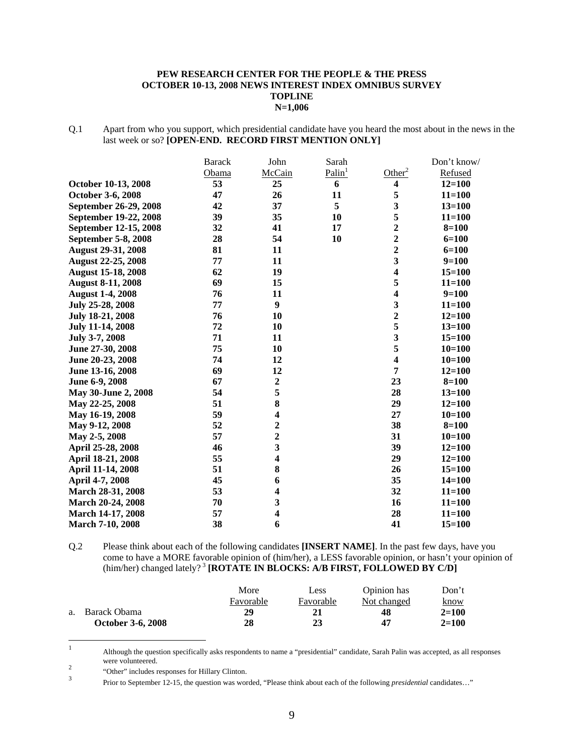**PEW RESEARCH CENTER FOR THE PEOPLE & THE PRESS**
**OCTOBER 10-13, 2008 NEWS INTEREST INDEX OMNIBUS SURVEY**
**TOPLINE**
**N=1,006**

Q.1 Apart from who you support, which presidential candidate have you heard the most about in the news in the last week or so? **[OPEN-END. RECORD FIRST MENTION ONLY]**

| | Barack Obama | John McCain | Sarah Palin[1] | Other[2] | Don't know/ Refused |
|---|---|---|---|---|---|
| **October 10-13, 2008** | **53** | **25** | **6** | **4** | **12=100** |
| **October 3-6, 2008** | **47** | **26** | **11** | **5** | **11=100** |
| **September 26-29, 2008** | **42** | **37** | **5** | **3** | **13=100** |
| **September 19-22, 2008** | **39** | **35** | **10** | **5** | **11=100** |
| **September 12-15, 2008** | **32** | **41** | **17** | **2** | **8=100** |
| **September 5-8, 2008** | **28** | **54** | **10** | **2** | **6=100** |
| **August 29-31, 2008** | **81** | **11** | | **2** | **6=100** |
| **August 22-25, 2008** | **77** | **11** | | **3** | **9=100** |
| **August 15-18, 2008** | **62** | **19** | | **4** | **15=100** |
| **August 8-11, 2008** | **69** | **15** | | **5** | **11=100** |
| **August 1-4, 2008** | **76** | **11** | | **4** | **9=100** |
| **July 25-28, 2008** | **77** | **9** | | **3** | **11=100** |
| **July 18-21, 2008** | **76** | **10** | | **2** | **12=100** |
| **July 11-14, 2008** | **72** | **10** | | **5** | **13=100** |
| **July 3-7, 2008** | **71** | **11** | | **3** | **15=100** |
| **June 27-30, 2008** | **75** | **10** | | **5** | **10=100** |
| **June 20-23, 2008** | **74** | **12** | | **4** | **10=100** |
| **June 13-16, 2008** | **69** | **12** | | **7** | **12=100** |
| **June 6-9, 2008** | **67** | **2** | | **23** | **8=100** |
| **May 30-June 2, 2008** | **54** | **5** | | **28** | **13=100** |
| **May 22-25, 2008** | **51** | **8** | | **29** | **12=100** |
| **May 16-19, 2008** | **59** | **4** | | **27** | **10=100** |
| **May 9-12, 2008** | **52** | **2** | | **38** | **8=100** |
| **May 2-5, 2008** | **57** | **2** | | **31** | **10=100** |
| **April 25-28, 2008** | **46** | **3** | | **39** | **12=100** |
| **April 18-21, 2008** | **55** | **4** | | **29** | **12=100** |
| **April 11-14, 2008** | **51** | **8** | | **26** | **15=100** |
| **April 4-7, 2008** | **45** | **6** | | **35** | **14=100** |
| **March 28-31, 2008** | **53** | **4** | | **32** | **11=100** |
| **March 20-24, 2008** | **70** | **3** | | **16** | **11=100** |
| **March 14-17, 2008** | **57** | **4** | | **28** | **11=100** |
| **March 7-10, 2008** | **38** | **6** | | **41** | **15=100** |

Q.2 Please think about each of the following candidates **[INSERT NAME]**. In the past few days, have you come to have a MORE favorable opinion of (him/her), a LESS favorable opinion, or hasn't your opinion of (him/her) changed lately?[3] **[ROTATE IN BLOCKS: A/B FIRST, FOLLOWED BY C/D]**

| | More Favorable | Less Favorable | Opinion has Not changed | Don't know |
|---|---|---|---|---|
| a. Barack Obama | **29** | **21** | **48** | **2=100** |
| **October 3-6, 2008** | **28** | **23** | **47** | **2=100** |

[1] Although the question specifically asks respondents to name a "presidential" candidate, Sarah Palin was accepted, as all responses were volunteered.

[2] "Other" includes responses for Hillary Clinton.

[3] Prior to September 12-15, the question was worded, "Please think about each of the following *presidential* candidates…"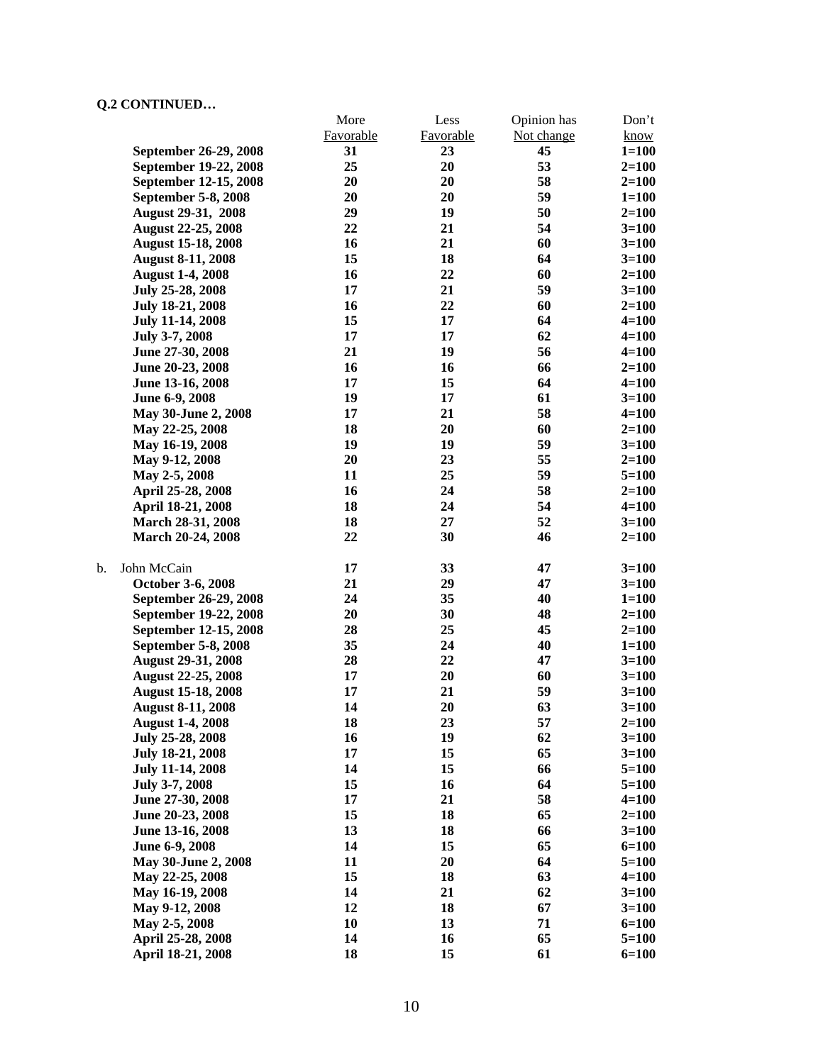**Q.2 CONTINUED…**

| | More Favorable | Less Favorable | Opinion has Not change | Don't know |
|---|---|---|---|---|
| **September 26-29, 2008** | **31** | **23** | **45** | **1=100** |
| **September 19-22, 2008** | **25** | **20** | **53** | **2=100** |
| **September 12-15, 2008** | **20** | **20** | **58** | **2=100** |
| **September 5-8, 2008** | **20** | **20** | **59** | **1=100** |
| **August 29-31, 2008** | **29** | **19** | **50** | **2=100** |
| **August 22-25, 2008** | **22** | **21** | **54** | **3=100** |
| **August 15-18, 2008** | **16** | **21** | **60** | **3=100** |
| **August 8-11, 2008** | **15** | **18** | **64** | **3=100** |
| **August 1-4, 2008** | **16** | **22** | **60** | **2=100** |
| **July 25-28, 2008** | **17** | **21** | **59** | **3=100** |
| **July 18-21, 2008** | **16** | **22** | **60** | **2=100** |
| **July 11-14, 2008** | **15** | **17** | **64** | **4=100** |
| **July 3-7, 2008** | **17** | **17** | **62** | **4=100** |
| **June 27-30, 2008** | **21** | **19** | **56** | **4=100** |
| **June 20-23, 2008** | **16** | **16** | **66** | **2=100** |
| **June 13-16, 2008** | **17** | **15** | **64** | **4=100** |
| **June 6-9, 2008** | **19** | **17** | **61** | **3=100** |
| **May 30-June 2, 2008** | **17** | **21** | **58** | **4=100** |
| **May 22-25, 2008** | **18** | **20** | **60** | **2=100** |
| **May 16-19, 2008** | **19** | **19** | **59** | **3=100** |
| **May 9-12, 2008** | **20** | **23** | **55** | **2=100** |
| **May 2-5, 2008** | **11** | **25** | **59** | **5=100** |
| **April 25-28, 2008** | **16** | **24** | **58** | **2=100** |
| **April 18-21, 2008** | **18** | **24** | **54** | **4=100** |
| **March 28-31, 2008** | **18** | **27** | **52** | **3=100** |
| **March 20-24, 2008** | **22** | **30** | **46** | **2=100** |
| b. John McCain | **17** | **33** | **47** | **3=100** |
| **October 3-6, 2008** | **21** | **29** | **47** | **3=100** |
| **September 26-29, 2008** | **24** | **35** | **40** | **1=100** |
| **September 19-22, 2008** | **20** | **30** | **48** | **2=100** |
| **September 12-15, 2008** | **28** | **25** | **45** | **2=100** |
| **September 5-8, 2008** | **35** | **24** | **40** | **1=100** |
| **August 29-31, 2008** | **28** | **22** | **47** | **3=100** |
| **August 22-25, 2008** | **17** | **20** | **60** | **3=100** |
| **August 15-18, 2008** | **17** | **21** | **59** | **3=100** |
| **August 8-11, 2008** | **14** | **20** | **63** | **3=100** |
| **August 1-4, 2008** | **18** | **23** | **57** | **2=100** |
| **July 25-28, 2008** | **16** | **19** | **62** | **3=100** |
| **July 18-21, 2008** | **17** | **15** | **65** | **3=100** |
| **July 11-14, 2008** | **14** | **15** | **66** | **5=100** |
| **July 3-7, 2008** | **15** | **16** | **64** | **5=100** |
| **June 27-30, 2008** | **17** | **21** | **58** | **4=100** |
| **June 20-23, 2008** | **15** | **18** | **65** | **2=100** |
| **June 13-16, 2008** | **13** | **18** | **66** | **3=100** |
| **June 6-9, 2008** | **14** | **15** | **65** | **6=100** |
| **May 30-June 2, 2008** | **11** | **20** | **64** | **5=100** |
| **May 22-25, 2008** | **15** | **18** | **63** | **4=100** |
| **May 16-19, 2008** | **14** | **21** | **62** | **3=100** |
| **May 9-12, 2008** | **12** | **18** | **67** | **3=100** |
| **May 2-5, 2008** | **10** | **13** | **71** | **6=100** |
| **April 25-28, 2008** | **14** | **16** | **65** | **5=100** |
| **April 18-21, 2008** | **18** | **15** | **61** | **6=100** |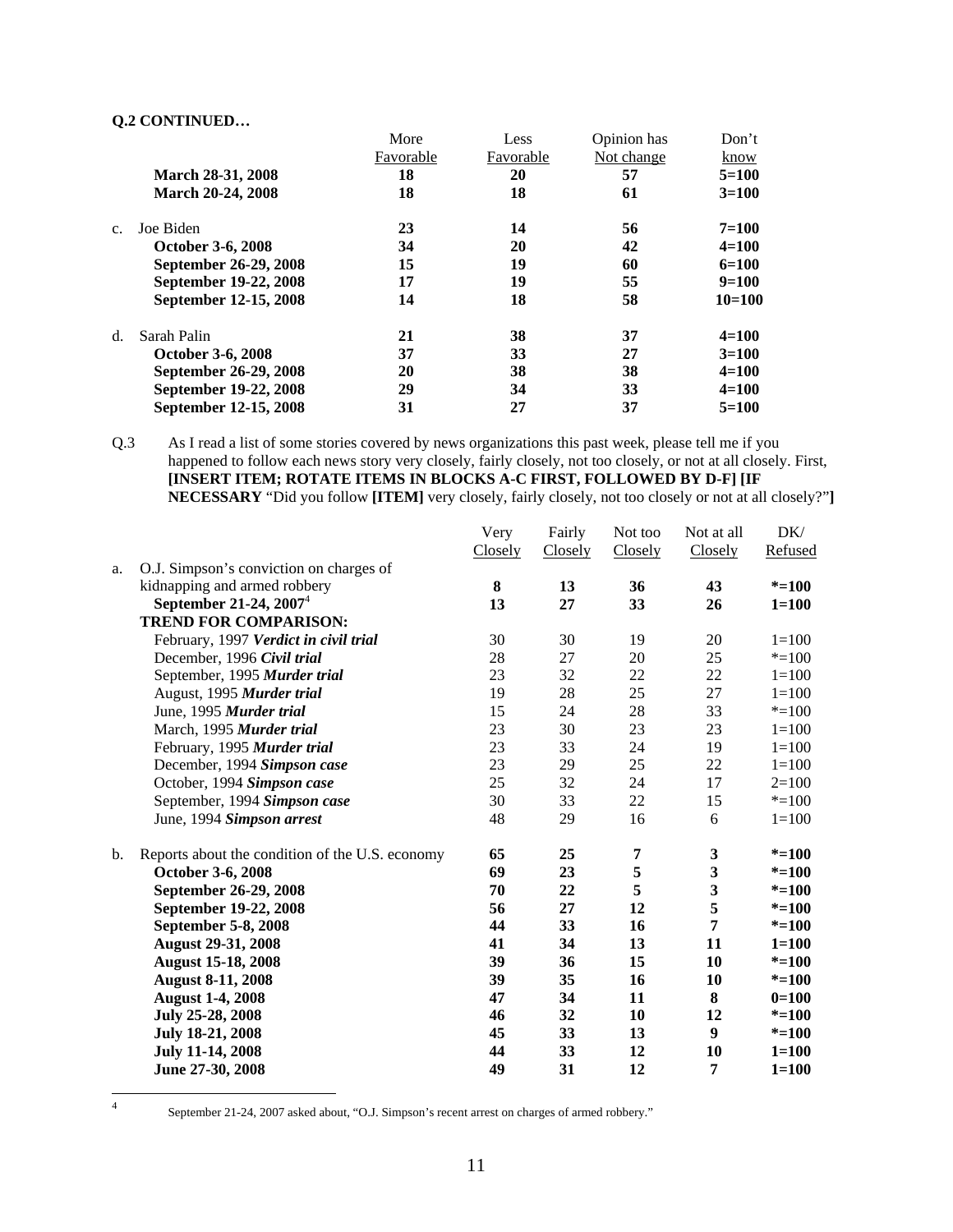**Q.2 CONTINUED…**

| | More Favorable | Less Favorable | Opinion has Not change | Don't know |
|---|---|---|---|---|
| **March 28-31, 2008** | **18** | **20** | **57** | **5=100** |
| **March 20-24, 2008** | **18** | **18** | **61** | **3=100** |
| c. Joe Biden | **23** | **14** | **56** | **7=100** |
| **October 3-6, 2008** | **34** | **20** | **42** | **4=100** |
| **September 26-29, 2008** | **15** | **19** | **60** | **6=100** |
| **September 19-22, 2008** | **17** | **19** | **55** | **9=100** |
| **September 12-15, 2008** | **14** | **18** | **58** | **10=100** |
| d. Sarah Palin | **21** | **38** | **37** | **4=100** |
| **October 3-6, 2008** | **37** | **33** | **27** | **3=100** |
| **September 26-29, 2008** | **20** | **38** | **38** | **4=100** |
| **September 19-22, 2008** | **29** | **34** | **33** | **4=100** |
| **September 12-15, 2008** | **31** | **27** | **37** | **5=100** |

Q.3 As I read a list of some stories covered by news organizations this past week, please tell me if you happened to follow each news story very closely, fairly closely, not too closely, or not at all closely. First, **[INSERT ITEM; ROTATE ITEMS IN BLOCKS A-C FIRST, FOLLOWED BY D-F] [IF NECESSARY** "Did you follow **[ITEM]** very closely, fairly closely, not too closely or not at all closely?"**]**

| | Very Closely | Fairly Closely | Not too Closely | Not at all Closely | DK/ Refused |
|---|---|---|---|---|---|
| a. O.J. Simpson's conviction on charges of kidnapping and armed robbery | **8** | **13** | **36** | **43** | ***=100** |
| **September 21-24, 2007**[4] | **13** | **27** | **33** | **26** | **1=100** |
| **TREND FOR COMPARISON:** | | | | | |
| February, 1997 ***Verdict in civil trial*** | 30 | 30 | 19 | 20 | 1=100 |
| December, 1996 ***Civil trial*** | 28 | 27 | 20 | 25 | *=100 |
| September, 1995 ***Murder trial*** | 23 | 32 | 22 | 22 | 1=100 |
| August, 1995 ***Murder trial*** | 19 | 28 | 25 | 27 | 1=100 |
| June, 1995 ***Murder trial*** | 15 | 24 | 28 | 33 | *=100 |
| March, 1995 ***Murder trial*** | 23 | 30 | 23 | 23 | 1=100 |
| February, 1995 ***Murder trial*** | 23 | 33 | 24 | 19 | 1=100 |
| December, 1994 ***Simpson case*** | 23 | 29 | 25 | 22 | 1=100 |
| October, 1994 ***Simpson case*** | 25 | 32 | 24 | 17 | 2=100 |
| September, 1994 ***Simpson case*** | 30 | 33 | 22 | 15 | *=100 |
| June, 1994 ***Simpson arrest*** | 48 | 29 | 16 | 6 | 1=100 |
| b. Reports about the condition of the U.S. economy | **65** | **25** | **7** | **3** | ***=100** |
| **October 3-6, 2008** | **69** | **23** | **5** | **3** | ***=100** |
| **September 26-29, 2008** | **70** | **22** | **5** | **3** | ***=100** |
| **September 19-22, 2008** | **56** | **27** | **12** | **5** | ***=100** |
| **September 5-8, 2008** | **44** | **33** | **16** | **7** | ***=100** |
| **August 29-31, 2008** | **41** | **34** | **13** | **11** | **1=100** |
| **August 15-18, 2008** | **39** | **36** | **15** | **10** | ***=100** |
| **August 8-11, 2008** | **39** | **35** | **16** | **10** | ***=100** |
| **August 1-4, 2008** | **47** | **34** | **11** | **8** | **0=100** |
| **July 25-28, 2008** | **46** | **32** | **10** | **12** | ***=100** |
| **July 18-21, 2008** | **45** | **33** | **13** | **9** | ***=100** |
| **July 11-14, 2008** | **44** | **33** | **12** | **10** | **1=100** |
| **June 27-30, 2008** | **49** | **31** | **12** | **7** | **1=100** |

[4] September 21-24, 2007 asked about, "O.J. Simpson's recent arrest on charges of armed robbery."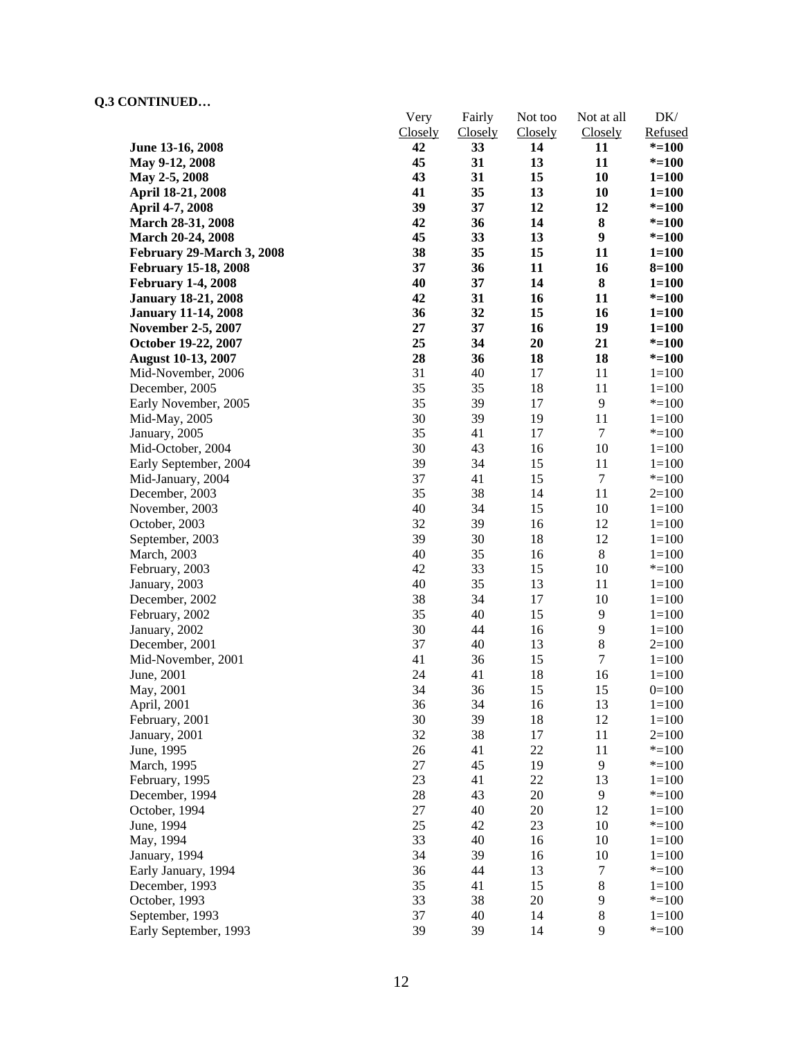**Q.3 CONTINUED…**

| | Very Closely | Fairly Closely | Not too Closely | Not at all Closely | DK/ Refused |
|---|---|---|---|---|---|
| **June 13-16, 2008** | **42** | **33** | **14** | **11** | ***=100** |
| **May 9-12, 2008** | **45** | **31** | **13** | **11** | ***=100** |
| **May 2-5, 2008** | **43** | **31** | **15** | **10** | **1=100** |
| **April 18-21, 2008** | **41** | **35** | **13** | **10** | **1=100** |
| **April 4-7, 2008** | **39** | **37** | **12** | **12** | ***=100** |
| **March 28-31, 2008** | **42** | **36** | **14** | **8** | ***=100** |
| **March 20-24, 2008** | **45** | **33** | **13** | **9** | ***=100** |
| **February 29-March 3, 2008** | **38** | **35** | **15** | **11** | **1=100** |
| **February 15-18, 2008** | **37** | **36** | **11** | **16** | **8=100** |
| **February 1-4, 2008** | **40** | **37** | **14** | **8** | **1=100** |
| **January 18-21, 2008** | **42** | **31** | **16** | **11** | ***=100** |
| **January 11-14, 2008** | **36** | **32** | **15** | **16** | **1=100** |
| **November 2-5, 2007** | **27** | **37** | **16** | **19** | **1=100** |
| **October 19-22, 2007** | **25** | **34** | **20** | **21** | ***=100** |
| **August 10-13, 2007** | **28** | **36** | **18** | **18** | ***=100** |
| Mid-November, 2006 | 31 | 40 | 17 | 11 | 1=100 |
| December, 2005 | 35 | 35 | 18 | 11 | 1=100 |
| Early November, 2005 | 35 | 39 | 17 | 9 | *=100 |
| Mid-May, 2005 | 30 | 39 | 19 | 11 | 1=100 |
| January, 2005 | 35 | 41 | 17 | 7 | *=100 |
| Mid-October, 2004 | 30 | 43 | 16 | 10 | 1=100 |
| Early September, 2004 | 39 | 34 | 15 | 11 | 1=100 |
| Mid-January, 2004 | 37 | 41 | 15 | 7 | *=100 |
| December, 2003 | 35 | 38 | 14 | 11 | 2=100 |
| November, 2003 | 40 | 34 | 15 | 10 | 1=100 |
| October, 2003 | 32 | 39 | 16 | 12 | 1=100 |
| September, 2003 | 39 | 30 | 18 | 12 | 1=100 |
| March, 2003 | 40 | 35 | 16 | 8 | 1=100 |
| February, 2003 | 42 | 33 | 15 | 10 | *=100 |
| January, 2003 | 40 | 35 | 13 | 11 | 1=100 |
| December, 2002 | 38 | 34 | 17 | 10 | 1=100 |
| February, 2002 | 35 | 40 | 15 | 9 | 1=100 |
| January, 2002 | 30 | 44 | 16 | 9 | 1=100 |
| December, 2001 | 37 | 40 | 13 | 8 | 2=100 |
| Mid-November, 2001 | 41 | 36 | 15 | 7 | 1=100 |
| June, 2001 | 24 | 41 | 18 | 16 | 1=100 |
| May, 2001 | 34 | 36 | 15 | 15 | 0=100 |
| April, 2001 | 36 | 34 | 16 | 13 | 1=100 |
| February, 2001 | 30 | 39 | 18 | 12 | 1=100 |
| January, 2001 | 32 | 38 | 17 | 11 | 2=100 |
| June, 1995 | 26 | 41 | 22 | 11 | *=100 |
| March, 1995 | 27 | 45 | 19 | 9 | *=100 |
| February, 1995 | 23 | 41 | 22 | 13 | 1=100 |
| December, 1994 | 28 | 43 | 20 | 9 | *=100 |
| October, 1994 | 27 | 40 | 20 | 12 | 1=100 |
| June, 1994 | 25 | 42 | 23 | 10 | *=100 |
| May, 1994 | 33 | 40 | 16 | 10 | 1=100 |
| January, 1994 | 34 | 39 | 16 | 10 | 1=100 |
| Early January, 1994 | 36 | 44 | 13 | 7 | *=100 |
| December, 1993 | 35 | 41 | 15 | 8 | 1=100 |
| October, 1993 | 33 | 38 | 20 | 9 | *=100 |
| September, 1993 | 37 | 40 | 14 | 8 | 1=100 |
| Early September, 1993 | 39 | 39 | 14 | 9 | *=100 |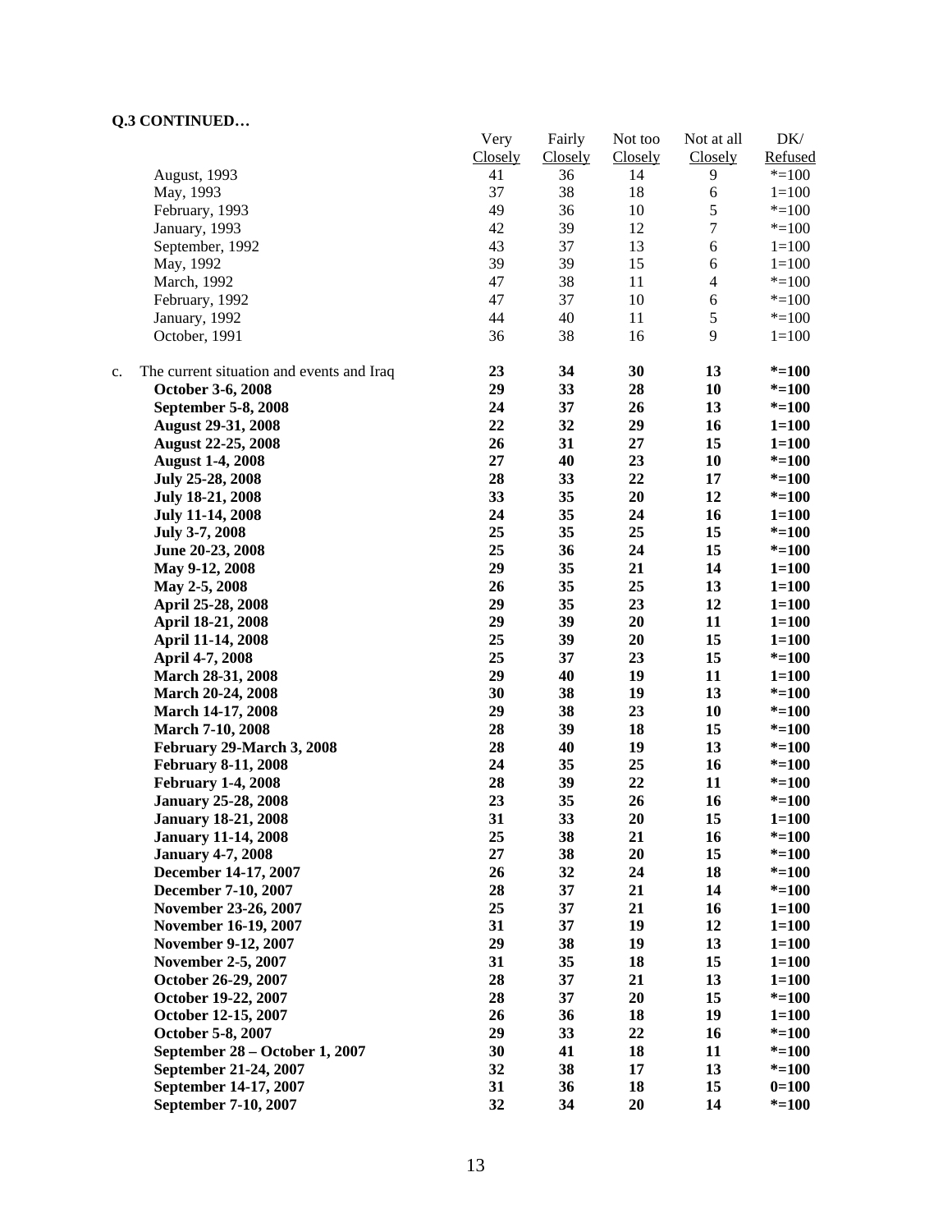**Q.3 CONTINUED…**

| | Very Closely | Fairly Closely | Not too Closely | Not at all Closely | DK/ Refused |
|---|---|---|---|---|---|
| August, 1993 | 41 | 36 | 14 | 9 | *=100 |
| May, 1993 | 37 | 38 | 18 | 6 | 1=100 |
| February, 1993 | 49 | 36 | 10 | 5 | *=100 |
| January, 1993 | 42 | 39 | 12 | 7 | *=100 |
| September, 1992 | 43 | 37 | 13 | 6 | 1=100 |
| May, 1992 | 39 | 39 | 15 | 6 | 1=100 |
| March, 1992 | 47 | 38 | 11 | 4 | *=100 |
| February, 1992 | 47 | 37 | 10 | 6 | *=100 |
| January, 1992 | 44 | 40 | 11 | 5 | *=100 |
| October, 1991 | 36 | 38 | 16 | 9 | 1=100 |
| c. The current situation and events and Iraq | **23** | **34** | **30** | **13** | ***=100** |
| **October 3-6, 2008** | **29** | **33** | **28** | **10** | ***=100** |
| **September 5-8, 2008** | **24** | **37** | **26** | **13** | ***=100** |
| **August 29-31, 2008** | **22** | **32** | **29** | **16** | **1=100** |
| **August 22-25, 2008** | **26** | **31** | **27** | **15** | **1=100** |
| **August 1-4, 2008** | **27** | **40** | **23** | **10** | ***=100** |
| **July 25-28, 2008** | **28** | **33** | **22** | **17** | ***=100** |
| **July 18-21, 2008** | **33** | **35** | **20** | **12** | ***=100** |
| **July 11-14, 2008** | **24** | **35** | **24** | **16** | **1=100** |
| **July 3-7, 2008** | **25** | **35** | **25** | **15** | ***=100** |
| **June 20-23, 2008** | **25** | **36** | **24** | **15** | ***=100** |
| **May 9-12, 2008** | **29** | **35** | **21** | **14** | **1=100** |
| **May 2-5, 2008** | **26** | **35** | **25** | **13** | **1=100** |
| **April 25-28, 2008** | **29** | **35** | **23** | **12** | **1=100** |
| **April 18-21, 2008** | **29** | **39** | **20** | **11** | **1=100** |
| **April 11-14, 2008** | **25** | **39** | **20** | **15** | **1=100** |
| **April 4-7, 2008** | **25** | **37** | **23** | **15** | ***=100** |
| **March 28-31, 2008** | **29** | **40** | **19** | **11** | **1=100** |
| **March 20-24, 2008** | **30** | **38** | **19** | **13** | ***=100** |
| **March 14-17, 2008** | **29** | **38** | **23** | **10** | ***=100** |
| **March 7-10, 2008** | **28** | **39** | **18** | **15** | ***=100** |
| **February 29-March 3, 2008** | **28** | **40** | **19** | **13** | ***=100** |
| **February 8-11, 2008** | **24** | **35** | **25** | **16** | ***=100** |
| **February 1-4, 2008** | **28** | **39** | **22** | **11** | ***=100** |
| **January 25-28, 2008** | **23** | **35** | **26** | **16** | ***=100** |
| **January 18-21, 2008** | **31** | **33** | **20** | **15** | **1=100** |
| **January 11-14, 2008** | **25** | **38** | **21** | **16** | ***=100** |
| **January 4-7, 2008** | **27** | **38** | **20** | **15** | ***=100** |
| **December 14-17, 2007** | **26** | **32** | **24** | **18** | ***=100** |
| **December 7-10, 2007** | **28** | **37** | **21** | **14** | ***=100** |
| **November 23-26, 2007** | **25** | **37** | **21** | **16** | **1=100** |
| **November 16-19, 2007** | **31** | **37** | **19** | **12** | **1=100** |
| **November 9-12, 2007** | **29** | **38** | **19** | **13** | **1=100** |
| **November 2-5, 2007** | **31** | **35** | **18** | **15** | **1=100** |
| **October 26-29, 2007** | **28** | **37** | **21** | **13** | **1=100** |
| **October 19-22, 2007** | **28** | **37** | **20** | **15** | ***=100** |
| **October 12-15, 2007** | **26** | **36** | **18** | **19** | **1=100** |
| **October 5-8, 2007** | **29** | **33** | **22** | **16** | ***=100** |
| **September 28 – October 1, 2007** | **30** | **41** | **18** | **11** | ***=100** |
| **September 21-24, 2007** | **32** | **38** | **17** | **13** | ***=100** |
| **September 14-17, 2007** | **31** | **36** | **18** | **15** | **0=100** |
| **September 7-10, 2007** | **32** | **34** | **20** | **14** | ***=100** |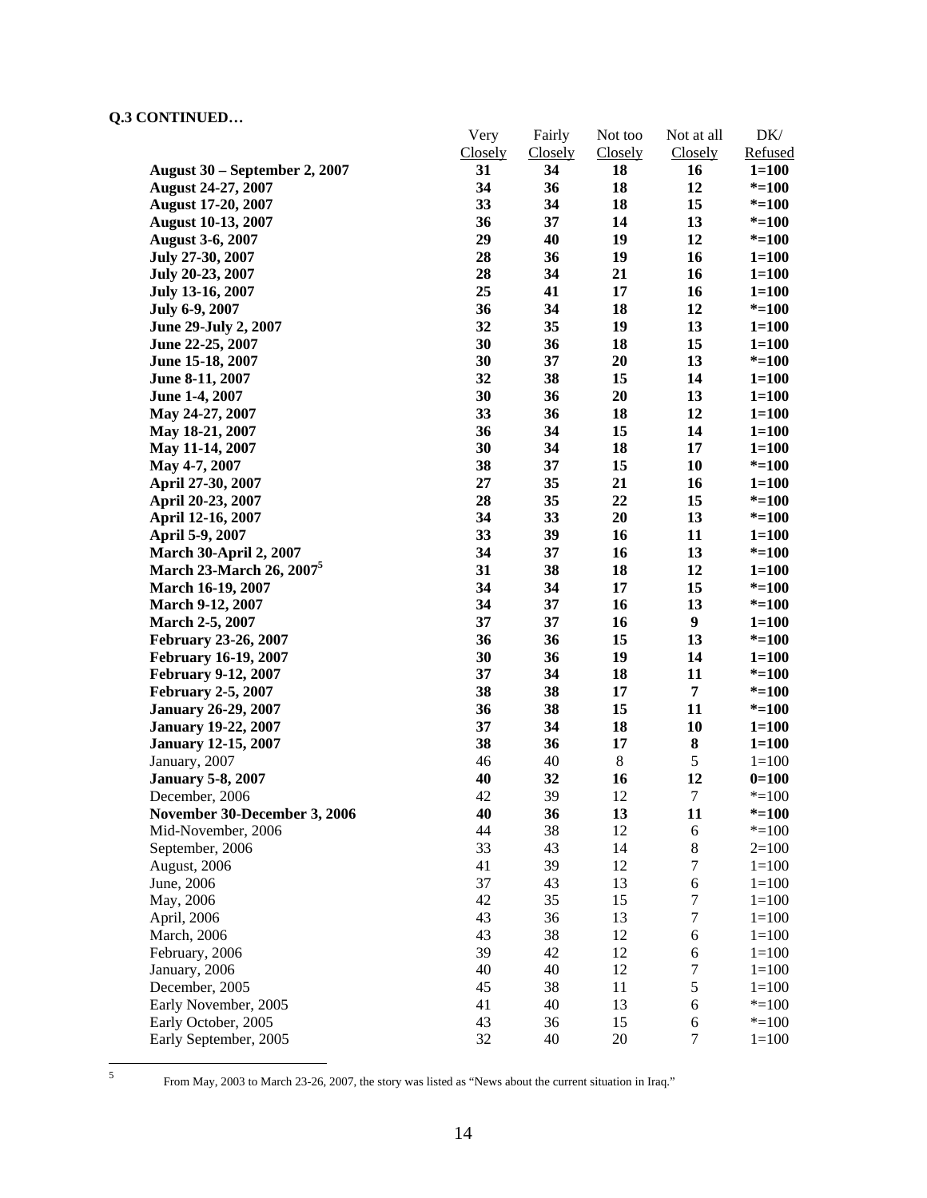**Q.3 CONTINUED…**

| | Very Closely | Fairly Closely | Not too Closely | Not at all Closely | DK/ Refused |
|---|---|---|---|---|---|
| **August 30 – September 2, 2007** | **31** | **34** | **18** | **16** | **1=100** |
| **August 24-27, 2007** | **34** | **36** | **18** | **12** | ***=100** |
| **August 17-20, 2007** | **33** | **34** | **18** | **15** | ***=100** |
| **August 10-13, 2007** | **36** | **37** | **14** | **13** | ***=100** |
| **August 3-6, 2007** | **29** | **40** | **19** | **12** | ***=100** |
| **July 27-30, 2007** | **28** | **36** | **19** | **16** | **1=100** |
| **July 20-23, 2007** | **28** | **34** | **21** | **16** | **1=100** |
| **July 13-16, 2007** | **25** | **41** | **17** | **16** | **1=100** |
| **July 6-9, 2007** | **36** | **34** | **18** | **12** | ***=100** |
| **June 29-July 2, 2007** | **32** | **35** | **19** | **13** | **1=100** |
| **June 22-25, 2007** | **30** | **36** | **18** | **15** | **1=100** |
| **June 15-18, 2007** | **30** | **37** | **20** | **13** | ***=100** |
| **June 8-11, 2007** | **32** | **38** | **15** | **14** | **1=100** |
| **June 1-4, 2007** | **30** | **36** | **20** | **13** | **1=100** |
| **May 24-27, 2007** | **33** | **36** | **18** | **12** | **1=100** |
| **May 18-21, 2007** | **36** | **34** | **15** | **14** | **1=100** |
| **May 11-14, 2007** | **30** | **34** | **18** | **17** | **1=100** |
| **May 4-7, 2007** | **38** | **37** | **15** | **10** | ***=100** |
| **April 27-30, 2007** | **27** | **35** | **21** | **16** | **1=100** |
| **April 20-23, 2007** | **28** | **35** | **22** | **15** | ***=100** |
| **April 12-16, 2007** | **34** | **33** | **20** | **13** | ***=100** |
| **April 5-9, 2007** | **33** | **39** | **16** | **11** | **1=100** |
| **March 30-April 2, 2007** | **34** | **37** | **16** | **13** | ***=100** |
| **March 23-March 26, 2007**[5] | **31** | **38** | **18** | **12** | **1=100** |
| **March 16-19, 2007** | **34** | **34** | **17** | **15** | ***=100** |
| **March 9-12, 2007** | **34** | **37** | **16** | **13** | ***=100** |
| **March 2-5, 2007** | **37** | **37** | **16** | **9** | **1=100** |
| **February 23-26, 2007** | **36** | **36** | **15** | **13** | ***=100** |
| **February 16-19, 2007** | **30** | **36** | **19** | **14** | **1=100** |
| **February 9-12, 2007** | **37** | **34** | **18** | **11** | ***=100** |
| **February 2-5, 2007** | **38** | **38** | **17** | **7** | ***=100** |
| **January 26-29, 2007** | **36** | **38** | **15** | **11** | ***=100** |
| **January 19-22, 2007** | **37** | **34** | **18** | **10** | **1=100** |
| **January 12-15, 2007** | **38** | **36** | **17** | **8** | **1=100** |
| January, 2007 | 46 | 40 | 8 | 5 | 1=100 |
| **January 5-8, 2007** | **40** | **32** | **16** | **12** | **0=100** |
| December, 2006 | 42 | 39 | 12 | 7 | *=100 |
| **November 30-December 3, 2006** | **40** | **36** | **13** | **11** | ***=100** |
| Mid-November, 2006 | 44 | 38 | 12 | 6 | *=100 |
| September, 2006 | 33 | 43 | 14 | 8 | 2=100 |
| August, 2006 | 41 | 39 | 12 | 7 | 1=100 |
| June, 2006 | 37 | 43 | 13 | 6 | 1=100 |
| May, 2006 | 42 | 35 | 15 | 7 | 1=100 |
| April, 2006 | 43 | 36 | 13 | 7 | 1=100 |
| March, 2006 | 43 | 38 | 12 | 6 | 1=100 |
| February, 2006 | 39 | 42 | 12 | 6 | 1=100 |
| January, 2006 | 40 | 40 | 12 | 7 | 1=100 |
| December, 2005 | 45 | 38 | 11 | 5 | 1=100 |
| Early November, 2005 | 41 | 40 | 13 | 6 | *=100 |
| Early October, 2005 | 43 | 36 | 15 | 6 | *=100 |
| Early September, 2005 | 32 | 40 | 20 | 7 | 1=100 |

[5] From May, 2003 to March 23-26, 2007, the story was listed as "News about the current situation in Iraq."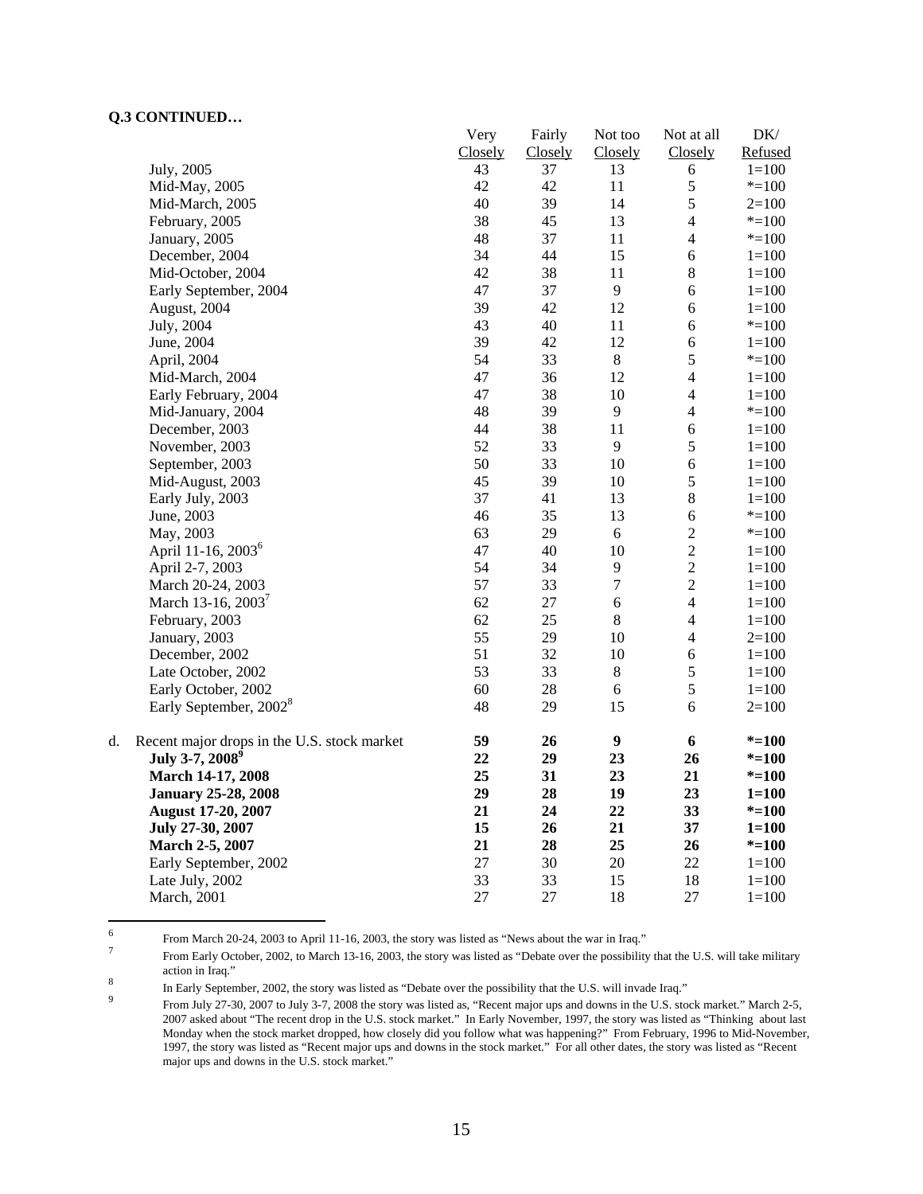**Q.3 CONTINUED…**

| | Very Closely | Fairly Closely | Not too Closely | Not at all Closely | DK/ Refused |
|---|---|---|---|---|---|
| July, 2005 | 43 | 37 | 13 | 6 | 1=100 |
| Mid-May, 2005 | 42 | 42 | 11 | 5 | *=100 |
| Mid-March, 2005 | 40 | 39 | 14 | 5 | 2=100 |
| February, 2005 | 38 | 45 | 13 | 4 | *=100 |
| January, 2005 | 48 | 37 | 11 | 4 | *=100 |
| December, 2004 | 34 | 44 | 15 | 6 | 1=100 |
| Mid-October, 2004 | 42 | 38 | 11 | 8 | 1=100 |
| Early September, 2004 | 47 | 37 | 9 | 6 | 1=100 |
| August, 2004 | 39 | 42 | 12 | 6 | 1=100 |
| July, 2004 | 43 | 40 | 11 | 6 | *=100 |
| June, 2004 | 39 | 42 | 12 | 6 | 1=100 |
| April, 2004 | 54 | 33 | 8 | 5 | *=100 |
| Mid-March, 2004 | 47 | 36 | 12 | 4 | 1=100 |
| Early February, 2004 | 47 | 38 | 10 | 4 | 1=100 |
| Mid-January, 2004 | 48 | 39 | 9 | 4 | *=100 |
| December, 2003 | 44 | 38 | 11 | 6 | 1=100 |
| November, 2003 | 52 | 33 | 9 | 5 | 1=100 |
| September, 2003 | 50 | 33 | 10 | 6 | 1=100 |
| Mid-August, 2003 | 45 | 39 | 10 | 5 | 1=100 |
| Early July, 2003 | 37 | 41 | 13 | 8 | 1=100 |
| June, 2003 | 46 | 35 | 13 | 6 | *=100 |
| May, 2003 | 63 | 29 | 6 | 2 | *=100 |
| April 11-16, 2003[6] | 47 | 40 | 10 | 2 | 1=100 |
| April 2-7, 2003 | 54 | 34 | 9 | 2 | 1=100 |
| March 20-24, 2003 | 57 | 33 | 7 | 2 | 1=100 |
| March 13-16, 2003[7] | 62 | 27 | 6 | 4 | 1=100 |
| February, 2003 | 62 | 25 | 8 | 4 | 1=100 |
| January, 2003 | 55 | 29 | 10 | 4 | 2=100 |
| December, 2002 | 51 | 32 | 10 | 6 | 1=100 |
| Late October, 2002 | 53 | 33 | 8 | 5 | 1=100 |
| Early October, 2002 | 60 | 28 | 6 | 5 | 1=100 |
| Early September, 2002[8] | 48 | 29 | 15 | 6 | 2=100 |
| | | | | | |
| d. Recent major drops in the U.S. stock market | **59** | **26** | **9** | **6** | ***=100** |
| **July 3-7, 2008[9]** | **22** | **29** | **23** | **26** | ***=100** |
| **March 14-17, 2008** | **25** | **31** | **23** | **21** | ***=100** |
| **January 25-28, 2008** | **29** | **28** | **19** | **23** | **1=100** |
| **August 17-20, 2007** | **21** | **24** | **22** | **33** | ***=100** |
| **July 27-30, 2007** | **15** | **26** | **21** | **37** | **1=100** |
| **March 2-5, 2007** | **21** | **28** | **25** | **26** | ***=100** |
| Early September, 2002 | 27 | 30 | 20 | 22 | 1=100 |
| Late July, 2002 | 33 | 33 | 15 | 18 | 1=100 |
| March, 2001 | 27 | 27 | 18 | 27 | 1=100 |

---

[6] From March 20-24, 2003 to April 11-16, 2003, the story was listed as "News about the war in Iraq."

[7] From Early October, 2002, to March 13-16, 2003, the story was listed as "Debate over the possibility that the U.S. will take military action in Iraq."

[8] In Early September, 2002, the story was listed as "Debate over the possibility that the U.S. will invade Iraq."

[9] From July 27-30, 2007 to July 3-7, 2008 the story was listed as, "Recent major ups and downs in the U.S. stock market." March 2-5, 2007 asked about "The recent drop in the U.S. stock market." In Early November, 1997, the story was listed as "Thinking about last Monday when the stock market dropped, how closely did you follow what was happening?" From February, 1996 to Mid-November, 1997, the story was listed as "Recent major ups and downs in the stock market." For all other dates, the story was listed as "Recent major ups and downs in the U.S. stock market."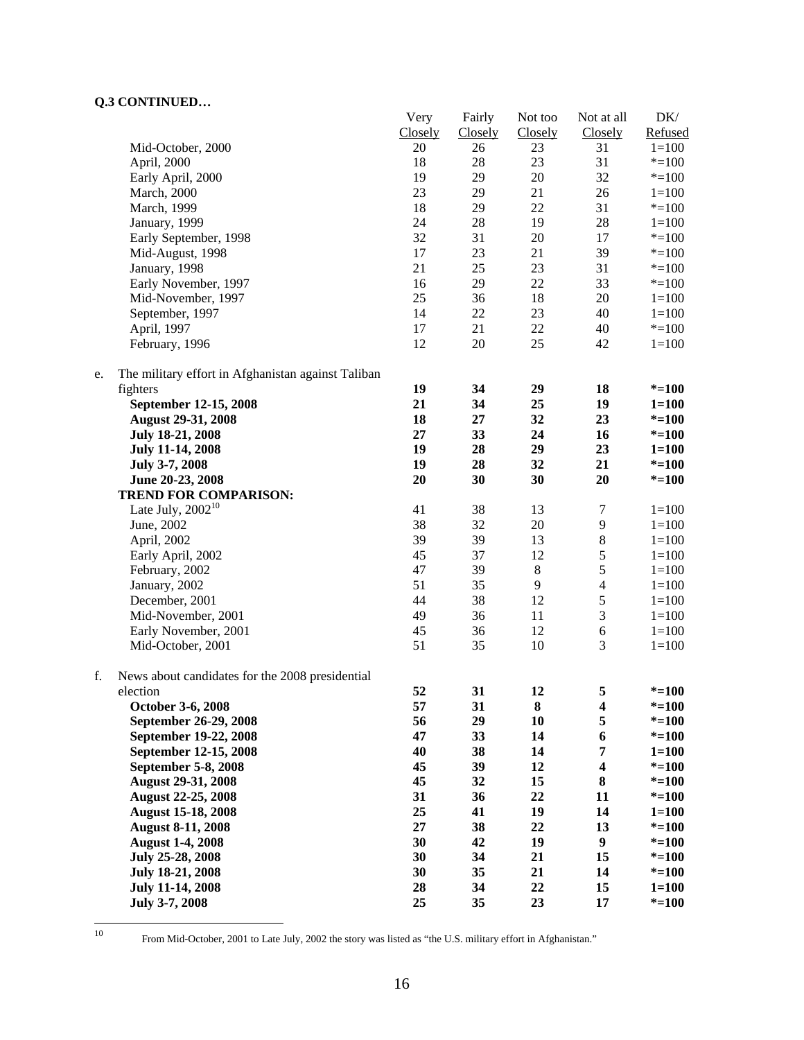**Q.3 CONTINUED…**

| | Very Closely | Fairly Closely | Not too Closely | Not at all Closely | DK/ Refused |
|---|---|---|---|---|---|
| Mid-October, 2000 | 20 | 26 | 23 | 31 | 1=100 |
| April, 2000 | 18 | 28 | 23 | 31 | *=100 |
| Early April, 2000 | 19 | 29 | 20 | 32 | *=100 |
| March, 2000 | 23 | 29 | 21 | 26 | 1=100 |
| March, 1999 | 18 | 29 | 22 | 31 | *=100 |
| January, 1999 | 24 | 28 | 19 | 28 | 1=100 |
| Early September, 1998 | 32 | 31 | 20 | 17 | *=100 |
| Mid-August, 1998 | 17 | 23 | 21 | 39 | *=100 |
| January, 1998 | 21 | 25 | 23 | 31 | *=100 |
| Early November, 1997 | 16 | 29 | 22 | 33 | *=100 |
| Mid-November, 1997 | 25 | 36 | 18 | 20 | 1=100 |
| September, 1997 | 14 | 22 | 23 | 40 | 1=100 |
| April, 1997 | 17 | 21 | 22 | 40 | *=100 |
| February, 1996 | 12 | 20 | 25 | 42 | 1=100 |
| e. The military effort in Afghanistan against Taliban fighters | **19** | **34** | **29** | **18** | ***=100** |
| **September 12-15, 2008** | **21** | **34** | **25** | **19** | **1=100** |
| **August 29-31, 2008** | **18** | **27** | **32** | **23** | ***=100** |
| **July 18-21, 2008** | **27** | **33** | **24** | **16** | ***=100** |
| **July 11-14, 2008** | **19** | **28** | **29** | **23** | **1=100** |
| **July 3-7, 2008** | **19** | **28** | **32** | **21** | ***=100** |
| **June 20-23, 2008** | **20** | **30** | **30** | **20** | ***=100** |
| **TREND FOR COMPARISON:** | | | | | |
| Late July, 2002[10] | 41 | 38 | 13 | 7 | 1=100 |
| June, 2002 | 38 | 32 | 20 | 9 | 1=100 |
| April, 2002 | 39 | 39 | 13 | 8 | 1=100 |
| Early April, 2002 | 45 | 37 | 12 | 5 | 1=100 |
| February, 2002 | 47 | 39 | 8 | 5 | 1=100 |
| January, 2002 | 51 | 35 | 9 | 4 | 1=100 |
| December, 2001 | 44 | 38 | 12 | 5 | 1=100 |
| Mid-November, 2001 | 49 | 36 | 11 | 3 | 1=100 |
| Early November, 2001 | 45 | 36 | 12 | 6 | 1=100 |
| Mid-October, 2001 | 51 | 35 | 10 | 3 | 1=100 |
| f. News about candidates for the 2008 presidential election | **52** | **31** | **12** | **5** | ***=100** |
| **October 3-6, 2008** | **57** | **31** | **8** | **4** | ***=100** |
| **September 26-29, 2008** | **56** | **29** | **10** | **5** | ***=100** |
| **September 19-22, 2008** | **47** | **33** | **14** | **6** | ***=100** |
| **September 12-15, 2008** | **40** | **38** | **14** | **7** | **1=100** |
| **September 5-8, 2008** | **45** | **39** | **12** | **4** | ***=100** |
| **August 29-31, 2008** | **45** | **32** | **15** | **8** | ***=100** |
| **August 22-25, 2008** | **31** | **36** | **22** | **11** | ***=100** |
| **August 15-18, 2008** | **25** | **41** | **19** | **14** | **1=100** |
| **August 8-11, 2008** | **27** | **38** | **22** | **13** | ***=100** |
| **August 1-4, 2008** | **30** | **42** | **19** | **9** | ***=100** |
| **July 25-28, 2008** | **30** | **34** | **21** | **15** | ***=100** |
| **July 18-21, 2008** | **30** | **35** | **21** | **14** | ***=100** |
| **July 11-14, 2008** | **28** | **34** | **22** | **15** | **1=100** |
| **July 3-7, 2008** | **25** | **35** | **23** | **17** | ***=100** |

[10] From Mid-October, 2001 to Late July, 2002 the story was listed as "the U.S. military effort in Afghanistan."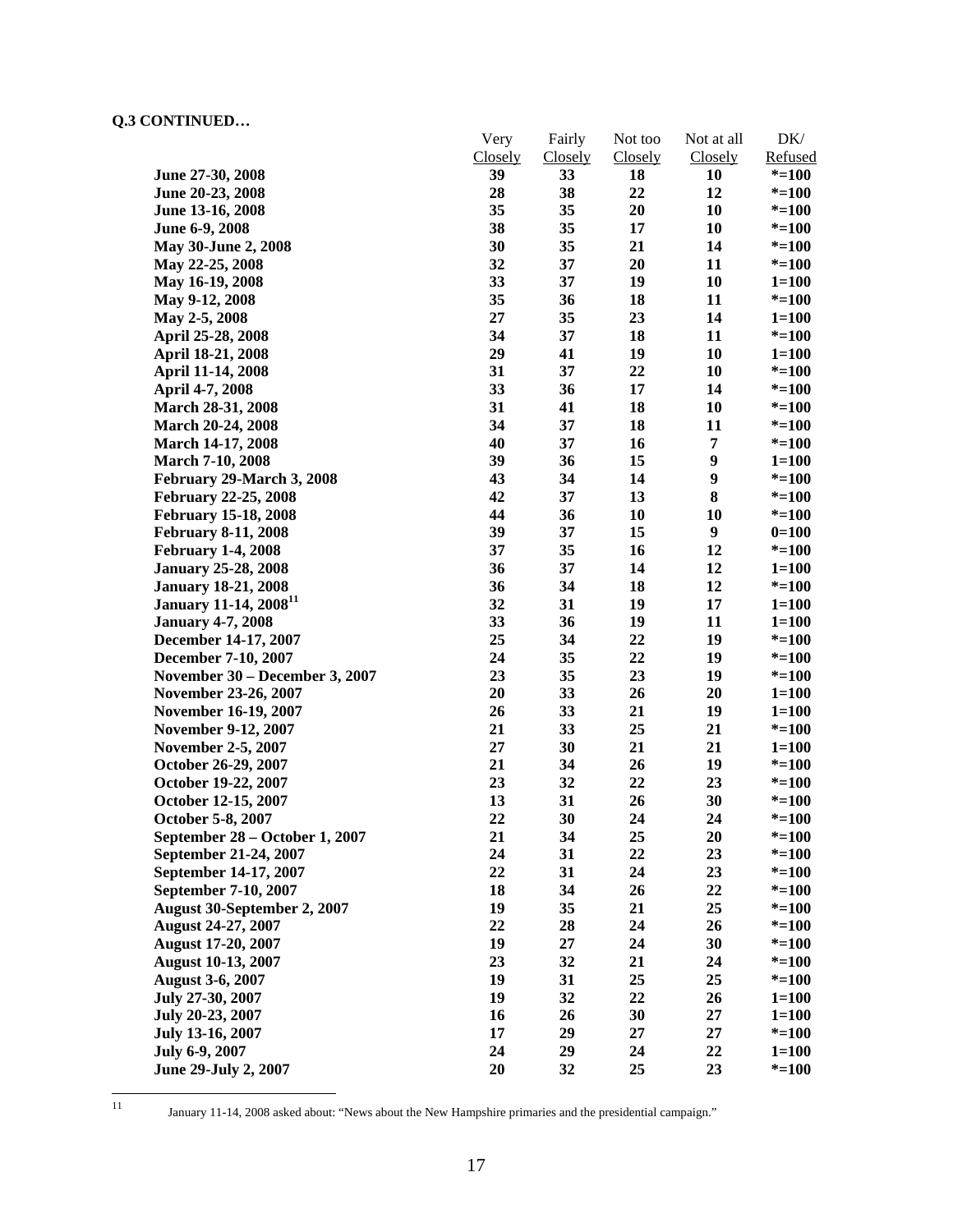**Q.3 CONTINUED…**

| | Very Closely | Fairly Closely | Not too Closely | Not at all Closely | DK/ Refused |
|---|---|---|---|---|---|
| **June 27-30, 2008** | **39** | **33** | **18** | **10** | ***=100** |
| **June 20-23, 2008** | **28** | **38** | **22** | **12** | ***=100** |
| **June 13-16, 2008** | **35** | **35** | **20** | **10** | ***=100** |
| **June 6-9, 2008** | **38** | **35** | **17** | **10** | ***=100** |
| **May 30-June 2, 2008** | **30** | **35** | **21** | **14** | ***=100** |
| **May 22-25, 2008** | **32** | **37** | **20** | **11** | ***=100** |
| **May 16-19, 2008** | **33** | **37** | **19** | **10** | **1=100** |
| **May 9-12, 2008** | **35** | **36** | **18** | **11** | ***=100** |
| **May 2-5, 2008** | **27** | **35** | **23** | **14** | **1=100** |
| **April 25-28, 2008** | **34** | **37** | **18** | **11** | ***=100** |
| **April 18-21, 2008** | **29** | **41** | **19** | **10** | **1=100** |
| **April 11-14, 2008** | **31** | **37** | **22** | **10** | ***=100** |
| **April 4-7, 2008** | **33** | **36** | **17** | **14** | ***=100** |
| **March 28-31, 2008** | **31** | **41** | **18** | **10** | ***=100** |
| **March 20-24, 2008** | **34** | **37** | **18** | **11** | ***=100** |
| **March 14-17, 2008** | **40** | **37** | **16** | **7** | ***=100** |
| **March 7-10, 2008** | **39** | **36** | **15** | **9** | **1=100** |
| **February 29-March 3, 2008** | **43** | **34** | **14** | **9** | ***=100** |
| **February 22-25, 2008** | **42** | **37** | **13** | **8** | ***=100** |
| **February 15-18, 2008** | **44** | **36** | **10** | **10** | ***=100** |
| **February 8-11, 2008** | **39** | **37** | **15** | **9** | **0=100** |
| **February 1-4, 2008** | **37** | **35** | **16** | **12** | ***=100** |
| **January 25-28, 2008** | **36** | **37** | **14** | **12** | **1=100** |
| **January 18-21, 2008** | **36** | **34** | **18** | **12** | ***=100** |
| **January 11-14, 2008[11]** | **32** | **31** | **19** | **17** | **1=100** |
| **January 4-7, 2008** | **33** | **36** | **19** | **11** | **1=100** |
| **December 14-17, 2007** | **25** | **34** | **22** | **19** | ***=100** |
| **December 7-10, 2007** | **24** | **35** | **22** | **19** | ***=100** |
| **November 30 – December 3, 2007** | **23** | **35** | **23** | **19** | ***=100** |
| **November 23-26, 2007** | **20** | **33** | **26** | **20** | **1=100** |
| **November 16-19, 2007** | **26** | **33** | **21** | **19** | **1=100** |
| **November 9-12, 2007** | **21** | **33** | **25** | **21** | ***=100** |
| **November 2-5, 2007** | **27** | **30** | **21** | **21** | **1=100** |
| **October 26-29, 2007** | **21** | **34** | **26** | **19** | ***=100** |
| **October 19-22, 2007** | **23** | **32** | **22** | **23** | ***=100** |
| **October 12-15, 2007** | **13** | **31** | **26** | **30** | ***=100** |
| **October 5-8, 2007** | **22** | **30** | **24** | **24** | ***=100** |
| **September 28 – October 1, 2007** | **21** | **34** | **25** | **20** | ***=100** |
| **September 21-24, 2007** | **24** | **31** | **22** | **23** | ***=100** |
| **September 14-17, 2007** | **22** | **31** | **24** | **23** | ***=100** |
| **September 7-10, 2007** | **18** | **34** | **26** | **22** | ***=100** |
| **August 30-September 2, 2007** | **19** | **35** | **21** | **25** | ***=100** |
| **August 24-27, 2007** | **22** | **28** | **24** | **26** | ***=100** |
| **August 17-20, 2007** | **19** | **27** | **24** | **30** | ***=100** |
| **August 10-13, 2007** | **23** | **32** | **21** | **24** | ***=100** |
| **August 3-6, 2007** | **19** | **31** | **25** | **25** | ***=100** |
| **July 27-30, 2007** | **19** | **32** | **22** | **26** | **1=100** |
| **July 20-23, 2007** | **16** | **26** | **30** | **27** | **1=100** |
| **July 13-16, 2007** | **17** | **29** | **27** | **27** | ***=100** |
| **July 6-9, 2007** | **24** | **29** | **24** | **22** | **1=100** |
| **June 29-July 2, 2007** | **20** | **32** | **25** | **23** | ***=100** |

[11] January 11-14, 2008 asked about: "News about the New Hampshire primaries and the presidential campaign."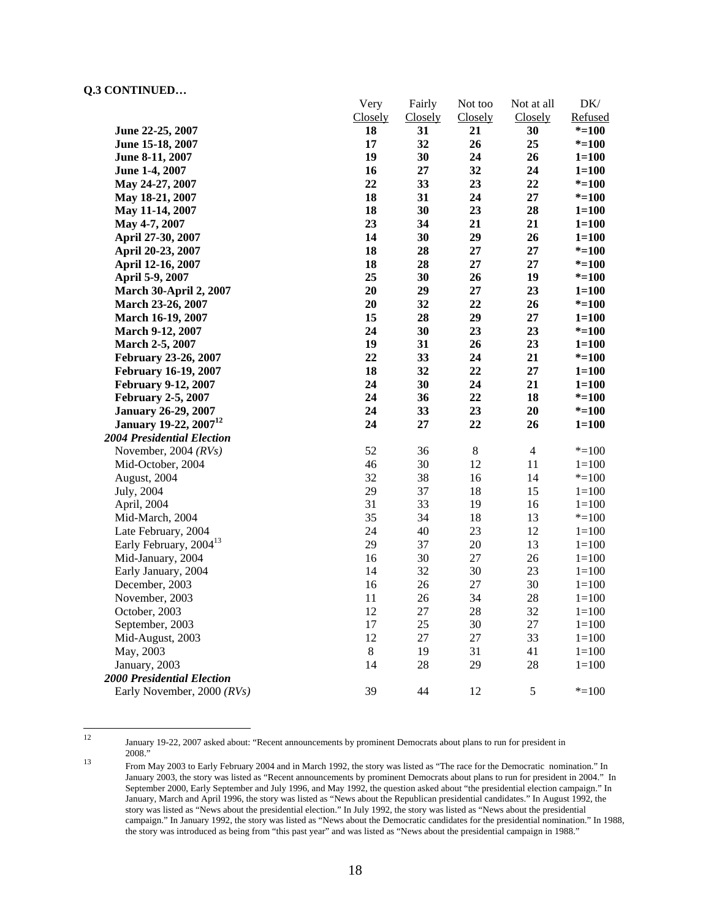**Q.3 CONTINUED…**

| | Very Closely | Fairly Closely | Not too Closely | Not at all Closely | DK/ Refused |
|---|---|---|---|---|---|
| **June 22-25, 2007** | **18** | **31** | **21** | **30** | ***=100** |
| **June 15-18, 2007** | **17** | **32** | **26** | **25** | ***=100** |
| **June 8-11, 2007** | **19** | **30** | **24** | **26** | **1=100** |
| **June 1-4, 2007** | **16** | **27** | **32** | **24** | **1=100** |
| **May 24-27, 2007** | **22** | **33** | **23** | **22** | ***=100** |
| **May 18-21, 2007** | **18** | **31** | **24** | **27** | ***=100** |
| **May 11-14, 2007** | **18** | **30** | **23** | **28** | **1=100** |
| **May 4-7, 2007** | **23** | **34** | **21** | **21** | **1=100** |
| **April 27-30, 2007** | **14** | **30** | **29** | **26** | **1=100** |
| **April 20-23, 2007** | **18** | **28** | **27** | **27** | ***=100** |
| **April 12-16, 2007** | **18** | **28** | **27** | **27** | ***=100** |
| **April 5-9, 2007** | **25** | **30** | **26** | **19** | ***=100** |
| **March 30-April 2, 2007** | **20** | **29** | **27** | **23** | **1=100** |
| **March 23-26, 2007** | **20** | **32** | **22** | **26** | ***=100** |
| **March 16-19, 2007** | **15** | **28** | **29** | **27** | **1=100** |
| **March 9-12, 2007** | **24** | **30** | **23** | **23** | ***=100** |
| **March 2-5, 2007** | **19** | **31** | **26** | **23** | **1=100** |
| **February 23-26, 2007** | **22** | **33** | **24** | **21** | ***=100** |
| **February 16-19, 2007** | **18** | **32** | **22** | **27** | **1=100** |
| **February 9-12, 2007** | **24** | **30** | **24** | **21** | **1=100** |
| **February 2-5, 2007** | **24** | **36** | **22** | **18** | ***=100** |
| **January 26-29, 2007** | **24** | **33** | **23** | **20** | ***=100** |
| **January 19-22, 2007[12]** | **24** | **27** | **22** | **26** | **1=100** |
| ***2004 Presidential Election*** | | | | | |
| November, 2004 *(RVs)* | 52 | 36 | 8 | 4 | *=100 |
| Mid-October, 2004 | 46 | 30 | 12 | 11 | 1=100 |
| August, 2004 | 32 | 38 | 16 | 14 | *=100 |
| July, 2004 | 29 | 37 | 18 | 15 | 1=100 |
| April, 2004 | 31 | 33 | 19 | 16 | 1=100 |
| Mid-March, 2004 | 35 | 34 | 18 | 13 | *=100 |
| Late February, 2004 | 24 | 40 | 23 | 12 | 1=100 |
| Early February, 2004[13] | 29 | 37 | 20 | 13 | 1=100 |
| Mid-January, 2004 | 16 | 30 | 27 | 26 | 1=100 |
| Early January, 2004 | 14 | 32 | 30 | 23 | 1=100 |
| December, 2003 | 16 | 26 | 27 | 30 | 1=100 |
| November, 2003 | 11 | 26 | 34 | 28 | 1=100 |
| October, 2003 | 12 | 27 | 28 | 32 | 1=100 |
| September, 2003 | 17 | 25 | 30 | 27 | 1=100 |
| Mid-August, 2003 | 12 | 27 | 27 | 33 | 1=100 |
| May, 2003 | 8 | 19 | 31 | 41 | 1=100 |
| January, 2003 | 14 | 28 | 29 | 28 | 1=100 |
| ***2000 Presidential Election*** | | | | | |
| Early November, 2000 *(RVs)* | 39 | 44 | 12 | 5 | *=100 |

[12] January 19-22, 2007 asked about: "Recent announcements by prominent Democrats about plans to run for president in 2008."

[13] From May 2003 to Early February 2004 and in March 1992, the story was listed as "The race for the Democratic nomination." In January 2003, the story was listed as "Recent announcements by prominent Democrats about plans to run for president in 2004." In September 2000, Early September and July 1996, and May 1992, the question asked about "the presidential election campaign." In January, March and April 1996, the story was listed as "News about the Republican presidential candidates." In August 1992, the story was listed as "News about the presidential election." In July 1992, the story was listed as "News about the presidential campaign." In January 1992, the story was listed as "News about the Democratic candidates for the presidential nomination." In 1988, the story was introduced as being from "this past year" and was listed as "News about the presidential campaign in 1988."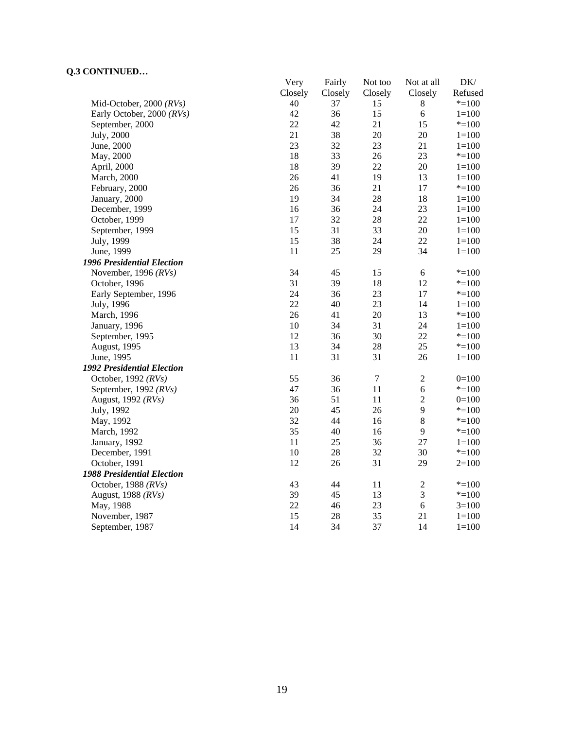**Q.3 CONTINUED…**

| | Very Closely | Fairly Closely | Not too Closely | Not at all Closely | DK/ Refused |
|---|---|---|---|---|---|
| Mid-October, 2000 *(RVs)* | 40 | 37 | 15 | 8 | *=100 |
| Early October, 2000 *(RVs)* | 42 | 36 | 15 | 6 | 1=100 |
| September, 2000 | 22 | 42 | 21 | 15 | *=100 |
| July, 2000 | 21 | 38 | 20 | 20 | 1=100 |
| June, 2000 | 23 | 32 | 23 | 21 | 1=100 |
| May, 2000 | 18 | 33 | 26 | 23 | *=100 |
| April, 2000 | 18 | 39 | 22 | 20 | 1=100 |
| March, 2000 | 26 | 41 | 19 | 13 | 1=100 |
| February, 2000 | 26 | 36 | 21 | 17 | *=100 |
| January, 2000 | 19 | 34 | 28 | 18 | 1=100 |
| December, 1999 | 16 | 36 | 24 | 23 | 1=100 |
| October, 1999 | 17 | 32 | 28 | 22 | 1=100 |
| September, 1999 | 15 | 31 | 33 | 20 | 1=100 |
| July, 1999 | 15 | 38 | 24 | 22 | 1=100 |
| June, 1999 | 11 | 25 | 29 | 34 | 1=100 |
| ***1996 Presidential Election*** | | | | | |
| November, 1996 *(RVs)* | 34 | 45 | 15 | 6 | *=100 |
| October, 1996 | 31 | 39 | 18 | 12 | *=100 |
| Early September, 1996 | 24 | 36 | 23 | 17 | *=100 |
| July, 1996 | 22 | 40 | 23 | 14 | 1=100 |
| March, 1996 | 26 | 41 | 20 | 13 | *=100 |
| January, 1996 | 10 | 34 | 31 | 24 | 1=100 |
| September, 1995 | 12 | 36 | 30 | 22 | *=100 |
| August, 1995 | 13 | 34 | 28 | 25 | *=100 |
| June, 1995 | 11 | 31 | 31 | 26 | 1=100 |
| ***1992 Presidential Election*** | | | | | |
| October, 1992 *(RVs)* | 55 | 36 | 7 | 2 | 0=100 |
| September, 1992 *(RVs)* | 47 | 36 | 11 | 6 | *=100 |
| August, 1992 *(RVs)* | 36 | 51 | 11 | 2 | 0=100 |
| July, 1992 | 20 | 45 | 26 | 9 | *=100 |
| May, 1992 | 32 | 44 | 16 | 8 | *=100 |
| March, 1992 | 35 | 40 | 16 | 9 | *=100 |
| January, 1992 | 11 | 25 | 36 | 27 | 1=100 |
| December, 1991 | 10 | 28 | 32 | 30 | *=100 |
| October, 1991 | 12 | 26 | 31 | 29 | 2=100 |
| ***1988 Presidential Election*** | | | | | |
| October, 1988 *(RVs)* | 43 | 44 | 11 | 2 | *=100 |
| August, 1988 *(RVs)* | 39 | 45 | 13 | 3 | *=100 |
| May, 1988 | 22 | 46 | 23 | 6 | 3=100 |
| November, 1987 | 15 | 28 | 35 | 21 | 1=100 |
| September, 1987 | 14 | 34 | 37 | 14 | 1=100 |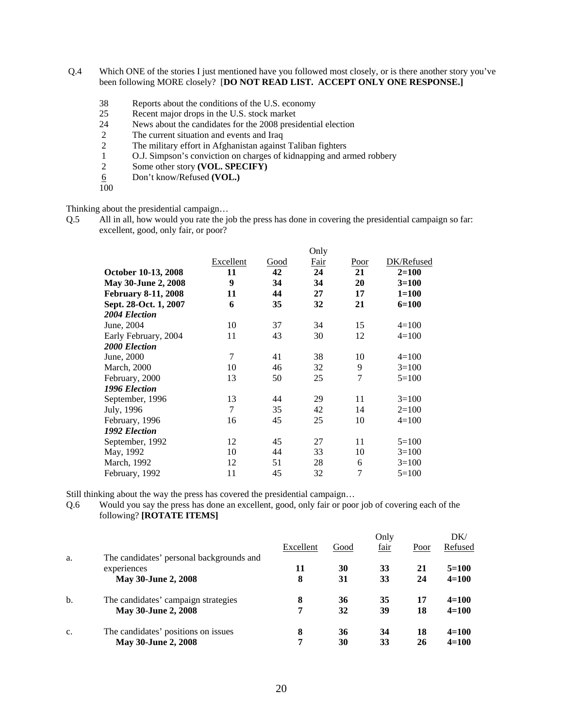Q.4 Which ONE of the stories I just mentioned have you followed most closely, or is there another story you've been following MORE closely? [**DO NOT READ LIST. ACCEPT ONLY ONE RESPONSE.]**

| | |
|---|---|
| 38 | Reports about the conditions of the U.S. economy |
| 25 | Recent major drops in the U.S. stock market |
| 24 | News about the candidates for the 2008 presidential election |
| 2 | The current situation and events and Iraq |
| 2 | The military effort in Afghanistan against Taliban fighters |
| 1 | O.J. Simpson's conviction on charges of kidnapping and armed robbery |
| 2 | Some other story **(VOL. SPECIFY)** |
| 6 | Don't know/Refused **(VOL.)** |
| 100 | |

Thinking about the presidential campaign…

Q.5 All in all, how would you rate the job the press has done in covering the presidential campaign so far: excellent, good, only fair, or poor?

| | Excellent | Good | Only Fair | Poor | DK/Refused |
|---|---|---|---|---|---|
| **October 10-13, 2008** | **11** | **42** | **24** | **21** | **2=100** |
| **May 30-June 2, 2008** | **9** | **34** | **34** | **20** | **3=100** |
| **February 8-11, 2008** | **11** | **44** | **27** | **17** | **1=100** |
| **Sept. 28-Oct. 1, 2007** | **6** | **35** | **32** | **21** | **6=100** |
| ***2004 Election*** | | | | | |
| June, 2004 | 10 | 37 | 34 | 15 | 4=100 |
| Early February, 2004 | 11 | 43 | 30 | 12 | 4=100 |
| ***2000 Election*** | | | | | |
| June, 2000 | 7 | 41 | 38 | 10 | 4=100 |
| March, 2000 | 10 | 46 | 32 | 9 | 3=100 |
| February, 2000 | 13 | 50 | 25 | 7 | 5=100 |
| ***1996 Election*** | | | | | |
| September, 1996 | 13 | 44 | 29 | 11 | 3=100 |
| July, 1996 | 7 | 35 | 42 | 14 | 2=100 |
| February, 1996 | 16 | 45 | 25 | 10 | 4=100 |
| ***1992 Election*** | | | | | |
| September, 1992 | 12 | 45 | 27 | 11 | 5=100 |
| May, 1992 | 10 | 44 | 33 | 10 | 3=100 |
| March, 1992 | 12 | 51 | 28 | 6 | 3=100 |
| February, 1992 | 11 | 45 | 32 | 7 | 5=100 |

Still thinking about the way the press has covered the presidential campaign…

Q.6 Would you say the press has done an excellent, good, only fair or poor job of covering each of the following? **[ROTATE ITEMS]**

| | | Excellent | Good | Only fair | Poor | DK/ Refused |
|---|---|---|---|---|---|---|
| a. | The candidates' personal backgrounds and experiences | **11** | **30** | **33** | **21** | **5=100** |
| | **May 30-June 2, 2008** | **8** | **31** | **33** | **24** | **4=100** |
| b. | The candidates' campaign strategies | **8** | **36** | **35** | **17** | **4=100** |
| | **May 30-June 2, 2008** | **7** | **32** | **39** | **18** | **4=100** |
| c. | The candidates' positions on issues | **8** | **36** | **34** | **18** | **4=100** |
| | **May 30-June 2, 2008** | **7** | **30** | **33** | **26** | **4=100** |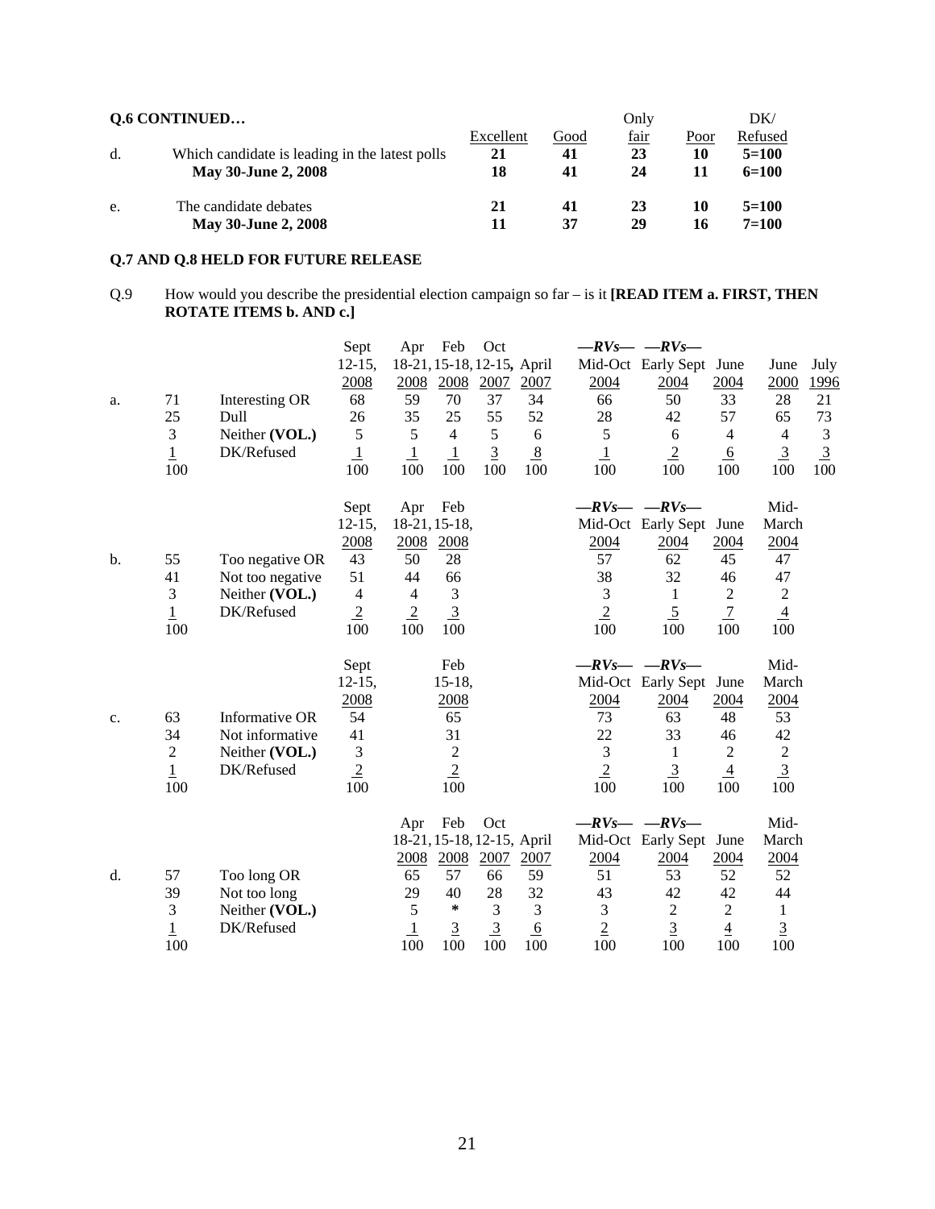**Q.6 CONTINUED…**

| | | Excellent | Good | Only fair | Poor | DK/ Refused |
|---|---|---|---|---|---|---|
| d. | Which candidate is leading in the latest polls | **21** | **41** | **23** | **10** | **5=100** |
| | **May 30-June 2, 2008** | **18** | **41** | **24** | **11** | **6=100** |
| e. | The candidate debates | **21** | **41** | **23** | **10** | **5=100** |
| | **May 30-June 2, 2008** | **11** | **37** | **29** | **16** | **7=100** |

**Q.7 AND Q.8 HELD FOR FUTURE RELEASE**

Q.9 How would you describe the presidential election campaign so far – is it **[READ ITEM a. FIRST, THEN ROTATE ITEMS b. AND c.]**

| | | | Sept 12-15, 2008 | Apr 18-21, 2008 | Feb 15-18, 2008 | Oct 12-15, 2007 | April 2007 | —*RVs*— Mid-Oct 2004 | —*RVs*— Early Sept 2004 | June 2004 | June 2000 | July 1996 |
|---|---|---|---|---|---|---|---|---|---|---|---|---|
| a. | 71 | Interesting OR | 68 | 59 | 70 | 37 | 34 | 66 | 50 | 33 | 28 | 21 |
| | 25 | Dull | 26 | 35 | 25 | 55 | 52 | 28 | 42 | 57 | 65 | 73 |
| | 3 | Neither **(VOL.)** | 5 | 5 | 4 | 5 | 6 | 5 | 6 | 4 | 4 | 3 |
| | 1 | DK/Refused | 1 | 1 | 1 | 3 | 8 | 1 | 2 | 6 | 3 | 3 |
| | 100 | | 100 | 100 | 100 | 100 | 100 | 100 | 100 | 100 | 100 | 100 |

| | | | Sept 12-15, 2008 | Apr 18-21, 2008 | Feb 15-18, 2008 | —*RVs*— Mid-Oct 2004 | —*RVs*— Early Sept 2004 | June 2004 | Mid-March 2004 |
|---|---|---|---|---|---|---|---|---|---|
| b. | 55 | Too negative OR | 43 | 50 | 28 | 57 | 62 | 45 | 47 |
| | 41 | Not too negative | 51 | 44 | 66 | 38 | 32 | 46 | 47 |
| | 3 | Neither **(VOL.)** | 4 | 4 | 3 | 3 | 1 | 2 | 2 |
| | 1 | DK/Refused | 2 | 2 | 3 | 2 | 5 | 7 | 4 |
| | 100 | | 100 | 100 | 100 | 100 | 100 | 100 | 100 |

| | | | Sept 12-15, 2008 | Feb 15-18, 2008 | —*RVs*— Mid-Oct 2004 | —*RVs*— Early Sept 2004 | June 2004 | Mid-March 2004 |
|---|---|---|---|---|---|---|---|---|
| c. | 63 | Informative OR | 54 | 65 | 73 | 63 | 48 | 53 |
| | 34 | Not informative | 41 | 31 | 22 | 33 | 46 | 42 |
| | 2 | Neither **(VOL.)** | 3 | 2 | 3 | 1 | 2 | 2 |
| | 1 | DK/Refused | 2 | 2 | 2 | 3 | 4 | 3 |
| | 100 | | 100 | 100 | 100 | 100 | 100 | 100 |

| | | | Apr 18-21, 2008 | Feb 15-18, 2008 | Oct 12-15, 2007 | April 2007 | —*RVs*— Mid-Oct 2004 | —*RVs*— Early Sept 2004 | June 2004 | Mid-March 2004 |
|---|---|---|---|---|---|---|---|---|---|---|
| d. | 57 | Too long OR | 65 | 57 | 66 | 59 | 51 | 53 | 52 | 52 |
| | 39 | Not too long | 29 | 40 | 28 | 32 | 43 | 42 | 42 | 44 |
| | 3 | Neither **(VOL.)** | 5 | * | 3 | 3 | 3 | 2 | 2 | 1 |
| | 1 | DK/Refused | 1 | 3 | 3 | 6 | 2 | 3 | 4 | 3 |
| | 100 | | 100 | 100 | 100 | 100 | 100 | 100 | 100 | 100 |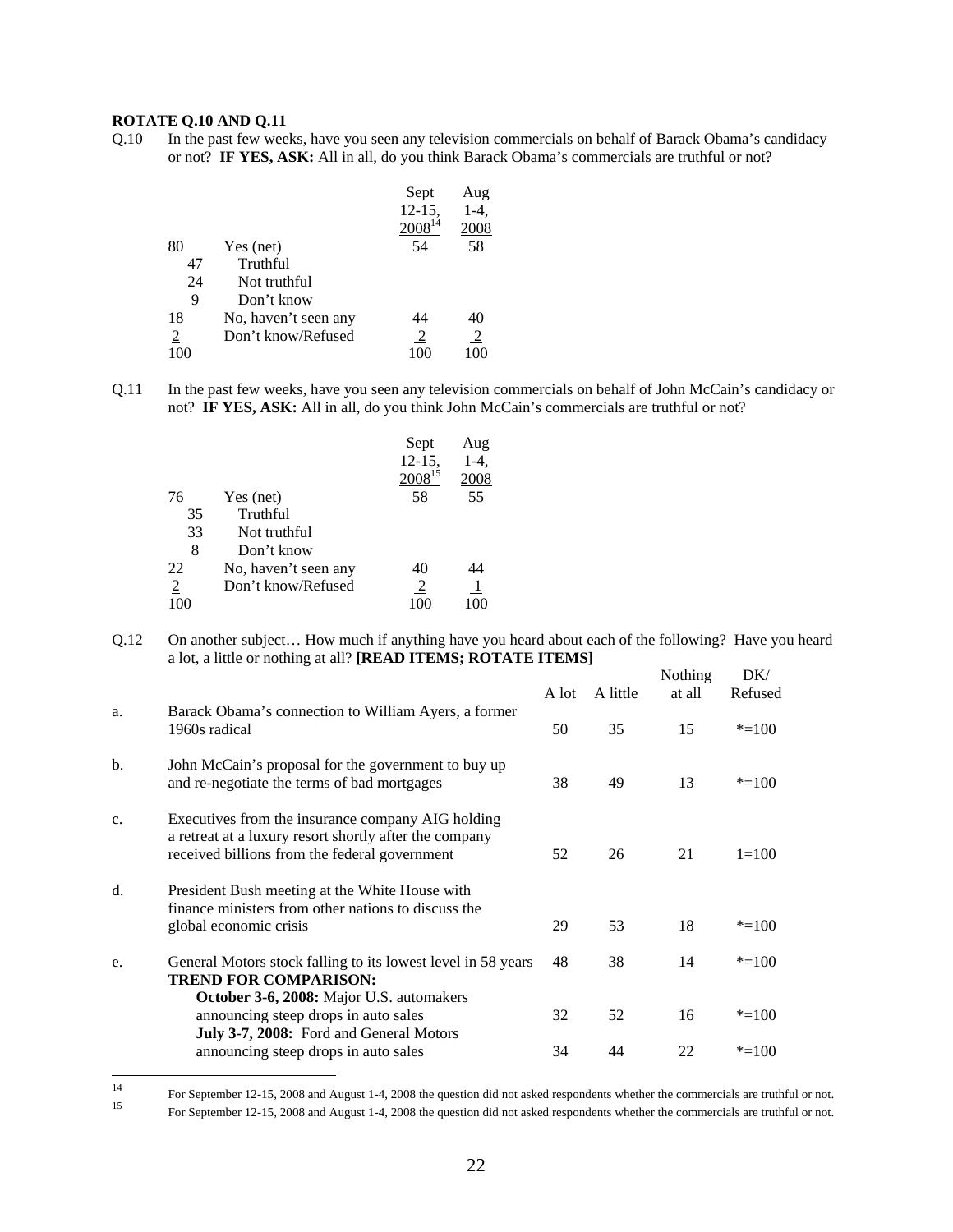**ROTATE Q.10 AND Q.11**

Q.10 In the past few weeks, have you seen any television commercials on behalf of Barack Obama's candidacy or not? **IF YES, ASK:** All in all, do you think Barack Obama's commercials are truthful or not?

| | | Sept 12-15, 2008[14] | Aug 1-4, 2008 |
|---|---|---|---|
| 80 | Yes (net) | 54 | 58 |
| 47 | Truthful | | |
| 24 | Not truthful | | |
| 9 | Don't know | | |
| 18 | No, haven't seen any | 44 | 40 |
| 2 | Don't know/Refused | 2 | 2 |
| 100 | | 100 | 100 |

Q.11 In the past few weeks, have you seen any television commercials on behalf of John McCain's candidacy or not? **IF YES, ASK:** All in all, do you think John McCain's commercials are truthful or not?

| | | Sept 12-15, 2008[15] | Aug 1-4, 2008 |
|---|---|---|---|
| 76 | Yes (net) | 58 | 55 |
| 35 | Truthful | | |
| 33 | Not truthful | | |
| 8 | Don't know | | |
| 22 | No, haven't seen any | 40 | 44 |
| 2 | Don't know/Refused | 2 | 1 |
| 100 | | 100 | 100 |

Q.12 On another subject… How much if anything have you heard about each of the following? Have you heard a lot, a little or nothing at all? **[READ ITEMS; ROTATE ITEMS]**

| | | A lot | A little | Nothing at all | DK/ Refused |
|---|---|---|---|---|---|
| a. | Barack Obama's connection to William Ayers, a former 1960s radical | 50 | 35 | 15 | *=100 |
| b. | John McCain's proposal for the government to buy up and re-negotiate the terms of bad mortgages | 38 | 49 | 13 | *=100 |
| c. | Executives from the insurance company AIG holding a retreat at a luxury resort shortly after the company received billions from the federal government | 52 | 26 | 21 | 1=100 |
| d. | President Bush meeting at the White House with finance ministers from other nations to discuss the global economic crisis | 29 | 53 | 18 | *=100 |
| e. | General Motors stock falling to its lowest level in 58 years | 48 | 38 | 14 | *=100 |
| | **TREND FOR COMPARISON:** | | | | |
| | **October 3-6, 2008:** Major U.S. automakers announcing steep drops in auto sales | 32 | 52 | 16 | *=100 |
| | **July 3-7, 2008:** Ford and General Motors announcing steep drops in auto sales | 34 | 44 | 22 | *=100 |

[14] For September 12-15, 2008 and August 1-4, 2008 the question did not asked respondents whether the commercials are truthful or not.

[15] For September 12-15, 2008 and August 1-4, 2008 the question did not asked respondents whether the commercials are truthful or not.